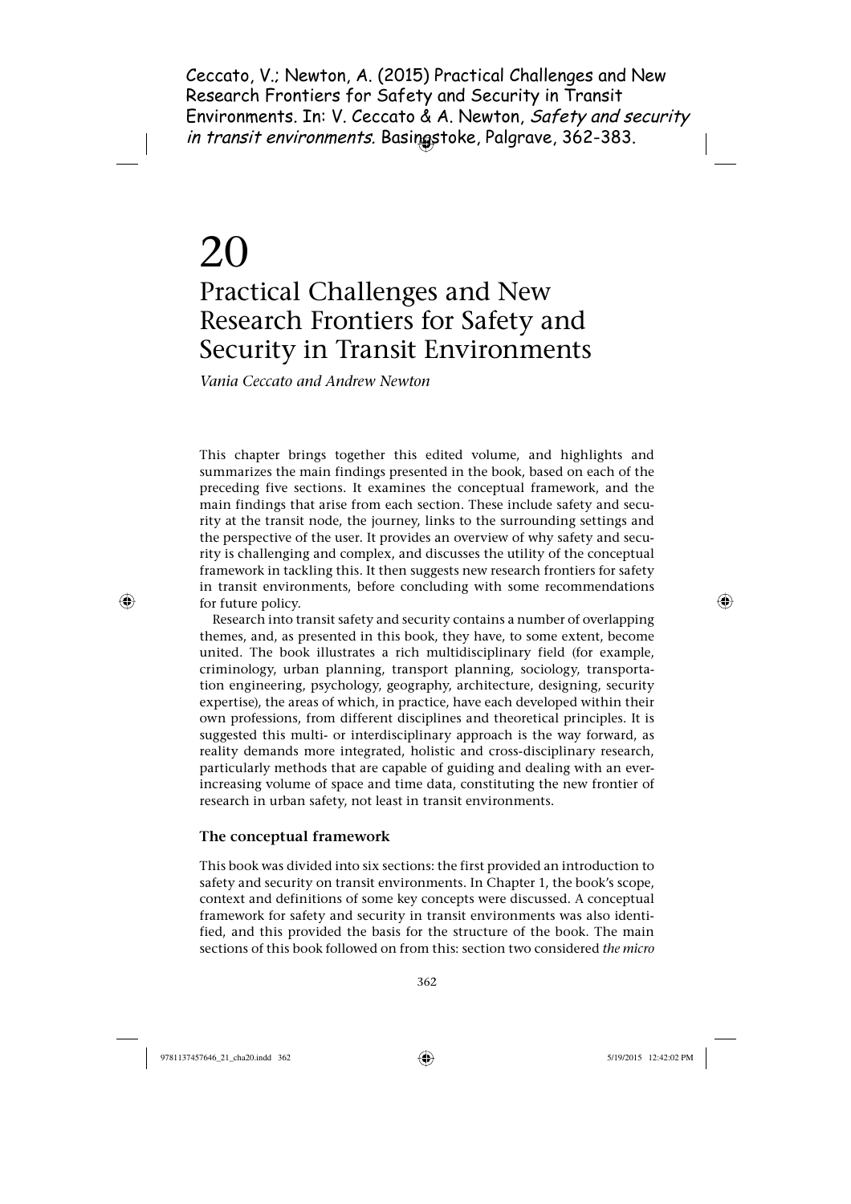Ceccato, V.; Newton, A. (2015) Practical Challenges and New Research Frontiers for Safety and Security in Transit Environments. In: V. Ceccato & A. Newton, *Safety and security in transit environments*. Basingstoke, Palgrave, 362-383.

# 20

# Practical Challenges and New Research Frontiers for Safety and Security in Transit Environments

*Vania Ceccato and Andrew Newton*

This chapter brings together this edited volume, and highlights and summarizes the main findings presented in the book, based on each of the preceding five sections. It examines the conceptual framework, and the main findings that arise from each section. These include safety and security at the transit node, the journey, links to the surrounding settings and the perspective of the user. It provides an overview of why safety and security is challenging and complex, and discusses the utility of the conceptual framework in tackling this. It then suggests new research frontiers for safety in transit environments, before concluding with some recommendations for future policy.

Research into transit safety and security contains a number of overlapping themes, and, as presented in this book, they have, to some extent, become united. The book illustrates a rich multidisciplinary field (for example, criminology, urban planning, transport planning, sociology, transportation engineering, psychology, geography, architecture, designing, security expertise), the areas of which, in practice, have each developed within their own professions, from different disciplines and theoretical principles. It is suggested this multi- or interdisciplinary approach is the way forward, as reality demands more integrated, holistic and cross-disciplinary research, particularly methods that are capable of guiding and dealing with an ever-increasing volume of space and time data, constituting the new frontier of research in urban safety, not least in transit environments.

## The conceptual framework

This book was divided into six sections: the first provided an introduction to safety and security on transit environments. In Chapter 1, the book's scope, context and definitions of some key concepts were discussed. A conceptual framework for safety and security in transit environments was also identified, and this provided the basis for the structure of the book. The main sections of this book followed on from this: section two considered *the micro*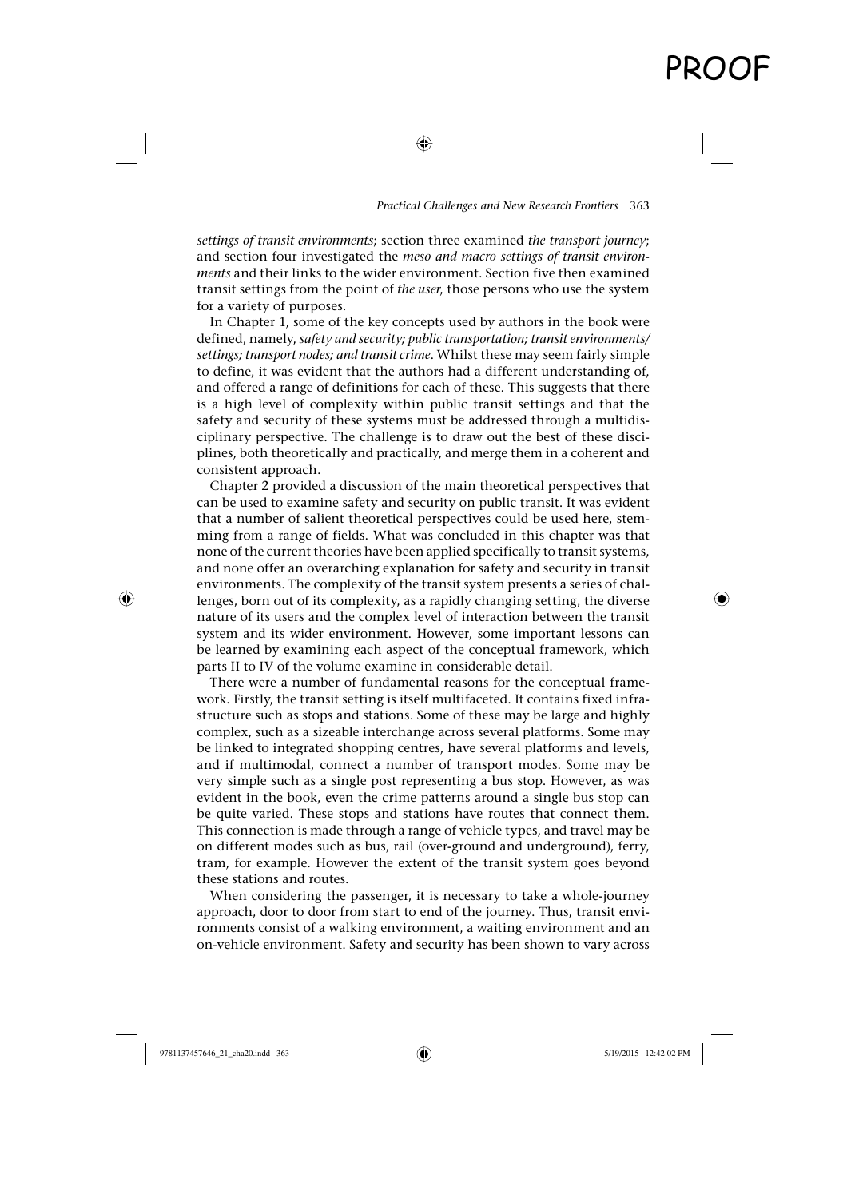*settings of transit environments*; section three examined *the transport journey*; and section four investigated the *meso and macro settings of transit environments* and their links to the wider environment. Section five then examined transit settings from the point of *the user*, those persons who use the system for a variety of purposes.

In Chapter 1, some of the key concepts used by authors in the book were defined, namely, *safety and security; public transportation; transit environments/settings; transport nodes; and transit crime*. Whilst these may seem fairly simple to define, it was evident that the authors had a different understanding of, and offered a range of definitions for each of these. This suggests that there is a high level of complexity within public transit settings and that the safety and security of these systems must be addressed through a multidisciplinary perspective. The challenge is to draw out the best of these disciplines, both theoretically and practically, and merge them in a coherent and consistent approach.

Chapter 2 provided a discussion of the main theoretical perspectives that can be used to examine safety and security on public transit. It was evident that a number of salient theoretical perspectives could be used here, stemming from a range of fields. What was concluded in this chapter was that none of the current theories have been applied specifically to transit systems, and none offer an overarching explanation for safety and security in transit environments. The complexity of the transit system presents a series of challenges, born out of its complexity, as a rapidly changing setting, the diverse nature of its users and the complex level of interaction between the transit system and its wider environment. However, some important lessons can be learned by examining each aspect of the conceptual framework, which parts II to IV of the volume examine in considerable detail.

There were a number of fundamental reasons for the conceptual framework. Firstly, the transit setting is itself multifaceted. It contains fixed infrastructure such as stops and stations. Some of these may be large and highly complex, such as a sizeable interchange across several platforms. Some may be linked to integrated shopping centres, have several platforms and levels, and if multimodal, connect a number of transport modes. Some may be very simple such as a single post representing a bus stop. However, as was evident in the book, even the crime patterns around a single bus stop can be quite varied. These stops and stations have routes that connect them. This connection is made through a range of vehicle types, and travel may be on different modes such as bus, rail (over-ground and underground), ferry, tram, for example. However the extent of the transit system goes beyond these stations and routes.

When considering the passenger, it is necessary to take a whole-journey approach, door to door from start to end of the journey. Thus, transit environments consist of a walking environment, a waiting environment and an on-vehicle environment. Safety and security has been shown to vary across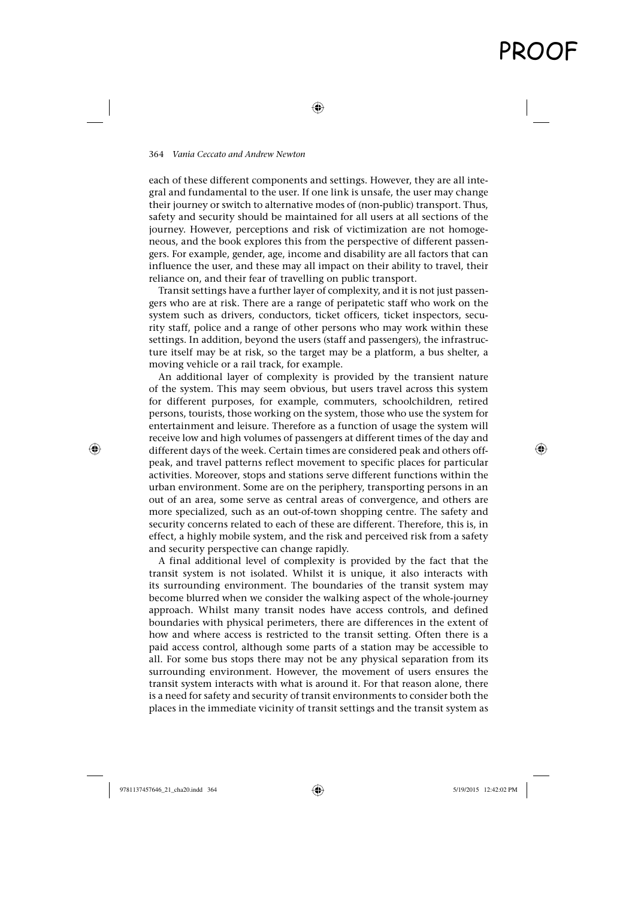each of these different components and settings. However, they are all integral and fundamental to the user. If one link is unsafe, the user may change their journey or switch to alternative modes of (non-public) transport. Thus, safety and security should be maintained for all users at all sections of the journey. However, perceptions and risk of victimization are not homogeneous, and the book explores this from the perspective of different passengers. For example, gender, age, income and disability are all factors that can influence the user, and these may all impact on their ability to travel, their reliance on, and their fear of travelling on public transport.

Transit settings have a further layer of complexity, and it is not just passengers who are at risk. There are a range of peripatetic staff who work on the system such as drivers, conductors, ticket officers, ticket inspectors, security staff, police and a range of other persons who may work within these settings. In addition, beyond the users (staff and passengers), the infrastructure itself may be at risk, so the target may be a platform, a bus shelter, a moving vehicle or a rail track, for example.

An additional layer of complexity is provided by the transient nature of the system. This may seem obvious, but users travel across this system for different purposes, for example, commuters, schoolchildren, retired persons, tourists, those working on the system, those who use the system for entertainment and leisure. Therefore as a function of usage the system will receive low and high volumes of passengers at different times of the day and different days of the week. Certain times are considered peak and others off-peak, and travel patterns reflect movement to specific places for particular activities. Moreover, stops and stations serve different functions within the urban environment. Some are on the periphery, transporting persons in an out of an area, some serve as central areas of convergence, and others are more specialized, such as an out-of-town shopping centre. The safety and security concerns related to each of these are different. Therefore, this is, in effect, a highly mobile system, and the risk and perceived risk from a safety and security perspective can change rapidly.

A final additional level of complexity is provided by the fact that the transit system is not isolated. Whilst it is unique, it also interacts with its surrounding environment. The boundaries of the transit system may become blurred when we consider the walking aspect of the whole-journey approach. Whilst many transit nodes have access controls, and defined boundaries with physical perimeters, there are differences in the extent of how and where access is restricted to the transit setting. Often there is a paid access control, although some parts of a station may be accessible to all. For some bus stops there may not be any physical separation from its surrounding environment. However, the movement of users ensures the transit system interacts with what is around it. For that reason alone, there is a need for safety and security of transit environments to consider both the places in the immediate vicinity of transit settings and the transit system as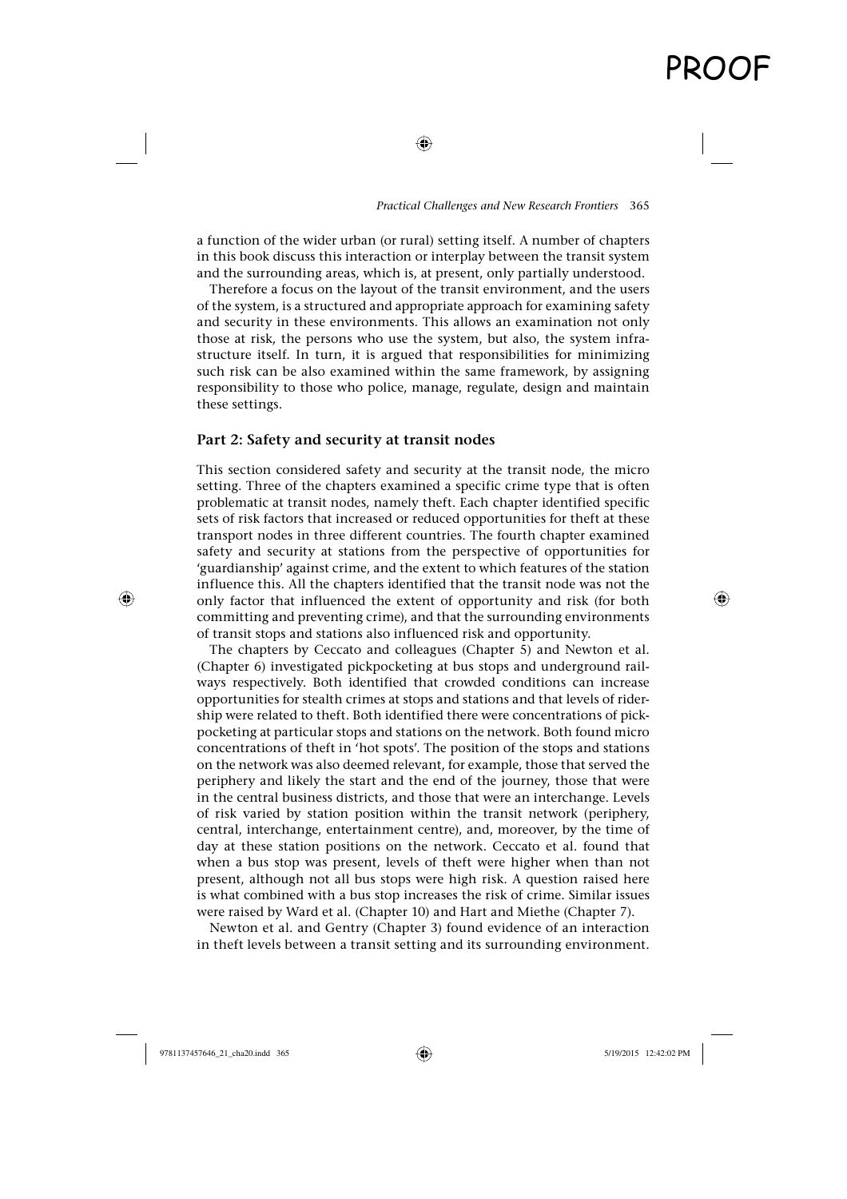a function of the wider urban (or rural) setting itself. A number of chapters in this book discuss this interaction or interplay between the transit system and the surrounding areas, which is, at present, only partially understood.

Therefore a focus on the layout of the transit environment, and the users of the system, is a structured and appropriate approach for examining safety and security in these environments. This allows an examination not only those at risk, the persons who use the system, but also, the system infrastructure itself. In turn, it is argued that responsibilities for minimizing such risk can be also examined within the same framework, by assigning responsibility to those who police, manage, regulate, design and maintain these settings.

## Part 2: Safety and security at transit nodes

This section considered safety and security at the transit node, the micro setting. Three of the chapters examined a specific crime type that is often problematic at transit nodes, namely theft. Each chapter identified specific sets of risk factors that increased or reduced opportunities for theft at these transport nodes in three different countries. The fourth chapter examined safety and security at stations from the perspective of opportunities for 'guardianship' against crime, and the extent to which features of the station influence this. All the chapters identified that the transit node was not the only factor that influenced the extent of opportunity and risk (for both committing and preventing crime), and that the surrounding environments of transit stops and stations also influenced risk and opportunity.

The chapters by Ceccato and colleagues (Chapter 5) and Newton et al. (Chapter 6) investigated pickpocketing at bus stops and underground railways respectively. Both identified that crowded conditions can increase opportunities for stealth crimes at stops and stations and that levels of ridership were related to theft. Both identified there were concentrations of pickpocketing at particular stops and stations on the network. Both found micro concentrations of theft in 'hot spots'. The position of the stops and stations on the network was also deemed relevant, for example, those that served the periphery and likely the start and the end of the journey, those that were in the central business districts, and those that were an interchange. Levels of risk varied by station position within the transit network (periphery, central, interchange, entertainment centre), and, moreover, by the time of day at these station positions on the network. Ceccato et al. found that when a bus stop was present, levels of theft were higher when than not present, although not all bus stops were high risk. A question raised here is what combined with a bus stop increases the risk of crime. Similar issues were raised by Ward et al. (Chapter 10) and Hart and Miethe (Chapter 7).

Newton et al. and Gentry (Chapter 3) found evidence of an interaction in theft levels between a transit setting and its surrounding environment.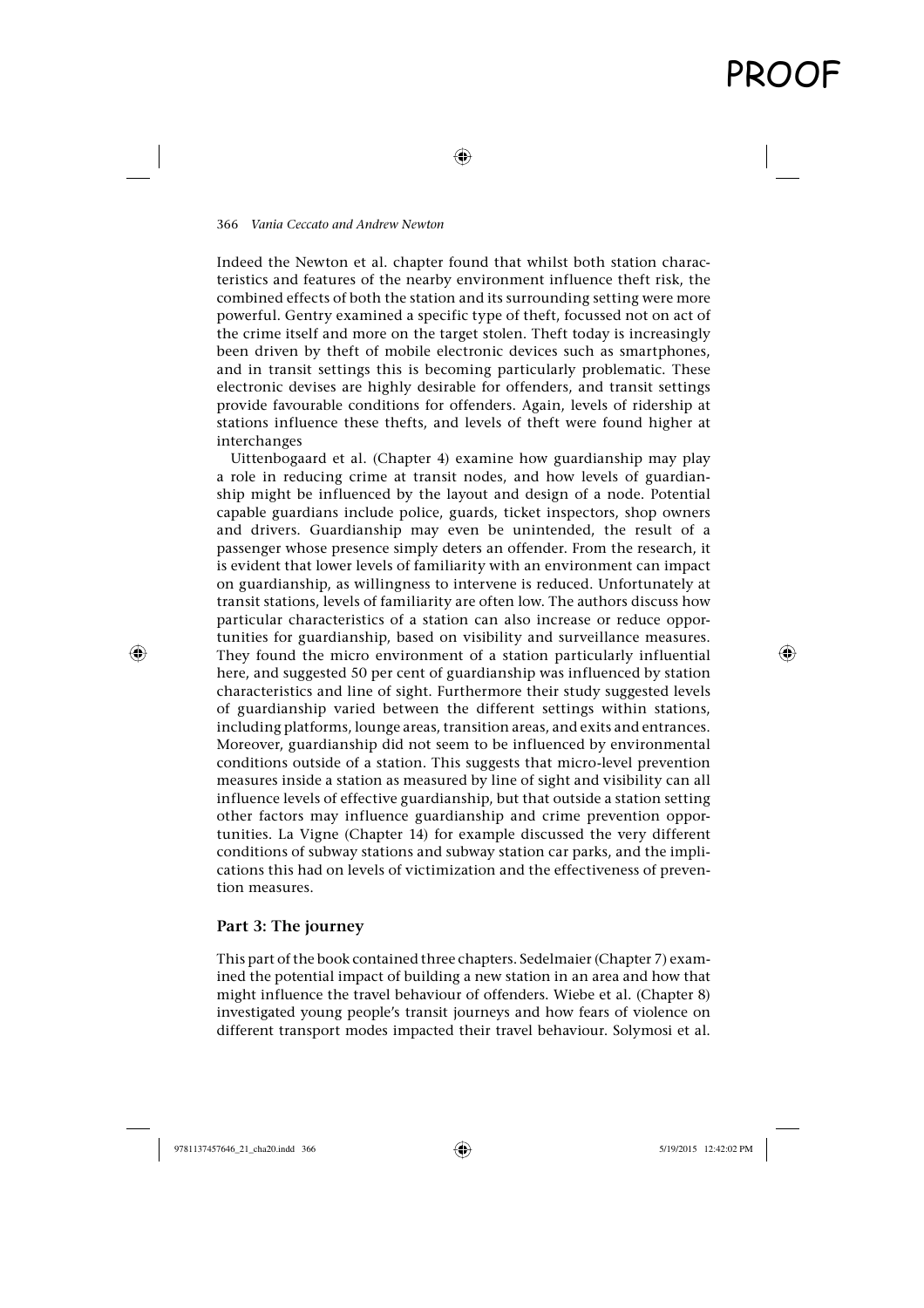Indeed the Newton et al. chapter found that whilst both station characteristics and features of the nearby environment influence theft risk, the combined effects of both the station and its surrounding setting were more powerful. Gentry examined a specific type of theft, focussed not on act of the crime itself and more on the target stolen. Theft today is increasingly been driven by theft of mobile electronic devices such as smartphones, and in transit settings this is becoming particularly problematic. These electronic devises are highly desirable for offenders, and transit settings provide favourable conditions for offenders. Again, levels of ridership at stations influence these thefts, and levels of theft were found higher at interchanges

Uittenbogaard et al. (Chapter 4) examine how guardianship may play a role in reducing crime at transit nodes, and how levels of guardianship might be influenced by the layout and design of a node. Potential capable guardians include police, guards, ticket inspectors, shop owners and drivers. Guardianship may even be unintended, the result of a passenger whose presence simply deters an offender. From the research, it is evident that lower levels of familiarity with an environment can impact on guardianship, as willingness to intervene is reduced. Unfortunately at transit stations, levels of familiarity are often low. The authors discuss how particular characteristics of a station can also increase or reduce opportunities for guardianship, based on visibility and surveillance measures. They found the micro environment of a station particularly influential here, and suggested 50 per cent of guardianship was influenced by station characteristics and line of sight. Furthermore their study suggested levels of guardianship varied between the different settings within stations, including platforms, lounge areas, transition areas, and exits and entrances. Moreover, guardianship did not seem to be influenced by environmental conditions outside of a station. This suggests that micro-level prevention measures inside a station as measured by line of sight and visibility can all influence levels of effective guardianship, but that outside a station setting other factors may influence guardianship and crime prevention opportunities. La Vigne (Chapter 14) for example discussed the very different conditions of subway stations and subway station car parks, and the implications this had on levels of victimization and the effectiveness of prevention measures.

## Part 3: The journey

This part of the book contained three chapters. Sedelmaier (Chapter 7) examined the potential impact of building a new station in an area and how that might influence the travel behaviour of offenders. Wiebe et al. (Chapter 8) investigated young people's transit journeys and how fears of violence on different transport modes impacted their travel behaviour. Solymosi et al.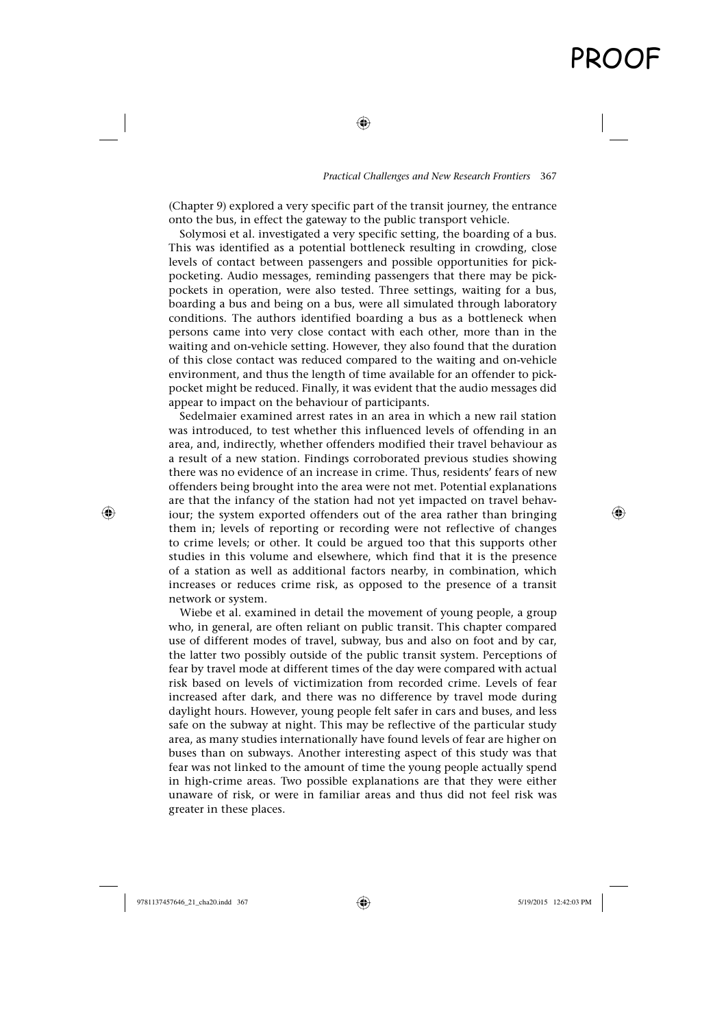(Chapter 9) explored a very specific part of the transit journey, the entrance onto the bus, in effect the gateway to the public transport vehicle.

Solymosi et al. investigated a very specific setting, the boarding of a bus. This was identified as a potential bottleneck resulting in crowding, close levels of contact between passengers and possible opportunities for pickpocketing. Audio messages, reminding passengers that there may be pickpockets in operation, were also tested. Three settings, waiting for a bus, boarding a bus and being on a bus, were all simulated through laboratory conditions. The authors identified boarding a bus as a bottleneck when persons came into very close contact with each other, more than in the waiting and on-vehicle setting. However, they also found that the duration of this close contact was reduced compared to the waiting and on-vehicle environment, and thus the length of time available for an offender to pickpocket might be reduced. Finally, it was evident that the audio messages did appear to impact on the behaviour of participants.

Sedelmaier examined arrest rates in an area in which a new rail station was introduced, to test whether this influenced levels of offending in an area, and, indirectly, whether offenders modified their travel behaviour as a result of a new station. Findings corroborated previous studies showing there was no evidence of an increase in crime. Thus, residents' fears of new offenders being brought into the area were not met. Potential explanations are that the infancy of the station had not yet impacted on travel behaviour; the system exported offenders out of the area rather than bringing them in; levels of reporting or recording were not reflective of changes to crime levels; or other. It could be argued too that this supports other studies in this volume and elsewhere, which find that it is the presence of a station as well as additional factors nearby, in combination, which increases or reduces crime risk, as opposed to the presence of a transit network or system.

Wiebe et al. examined in detail the movement of young people, a group who, in general, are often reliant on public transit. This chapter compared use of different modes of travel, subway, bus and also on foot and by car, the latter two possibly outside of the public transit system. Perceptions of fear by travel mode at different times of the day were compared with actual risk based on levels of victimization from recorded crime. Levels of fear increased after dark, and there was no difference by travel mode during daylight hours. However, young people felt safer in cars and buses, and less safe on the subway at night. This may be reflective of the particular study area, as many studies internationally have found levels of fear are higher on buses than on subways. Another interesting aspect of this study was that fear was not linked to the amount of time the young people actually spend in high-crime areas. Two possible explanations are that they were either unaware of risk, or were in familiar areas and thus did not feel risk was greater in these places.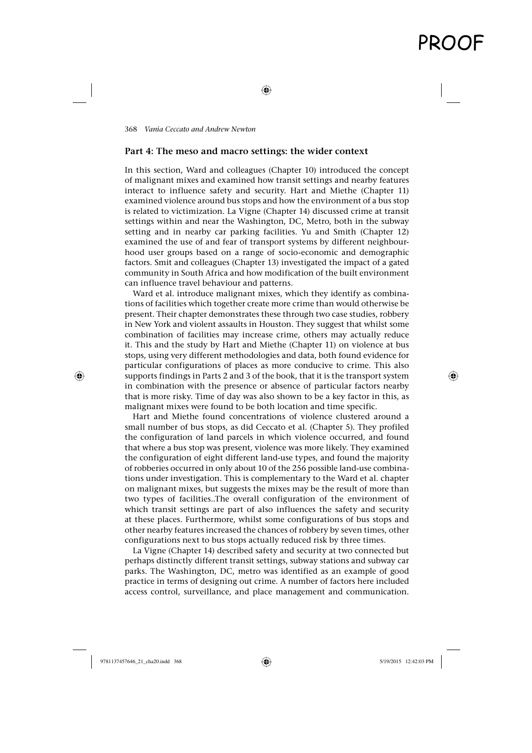### Part 4: The meso and macro settings: the wider context

In this section, Ward and colleagues (Chapter 10) introduced the concept of malignant mixes and examined how transit settings and nearby features interact to influence safety and security. Hart and Miethe (Chapter 11) examined violence around bus stops and how the environment of a bus stop is related to victimization. La Vigne (Chapter 14) discussed crime at transit settings within and near the Washington, DC, Metro, both in the subway setting and in nearby car parking facilities. Yu and Smith (Chapter 12) examined the use of and fear of transport systems by different neighbourhood user groups based on a range of socio-economic and demographic factors. Smit and colleagues (Chapter 13) investigated the impact of a gated community in South Africa and how modification of the built environment can influence travel behaviour and patterns.

Ward et al. introduce malignant mixes, which they identify as combinations of facilities which together create more crime than would otherwise be present. Their chapter demonstrates these through two case studies, robbery in New York and violent assaults in Houston. They suggest that whilst some combination of facilities may increase crime, others may actually reduce it. This and the study by Hart and Miethe (Chapter 11) on violence at bus stops, using very different methodologies and data, both found evidence for particular configurations of places as more conducive to crime. This also supports findings in Parts 2 and 3 of the book, that it is the transport system in combination with the presence or absence of particular factors nearby that is more risky. Time of day was also shown to be a key factor in this, as malignant mixes were found to be both location and time specific.

Hart and Miethe found concentrations of violence clustered around a small number of bus stops, as did Ceccato et al. (Chapter 5). They profiled the configuration of land parcels in which violence occurred, and found that where a bus stop was present, violence was more likely. They examined the configuration of eight different land-use types, and found the majority of robberies occurred in only about 10 of the 256 possible land-use combinations under investigation. This is complementary to the Ward et al. chapter on malignant mixes, but suggests the mixes may be the result of more than two types of facilities..The overall configuration of the environment of which transit settings are part of also influences the safety and security at these places. Furthermore, whilst some configurations of bus stops and other nearby features increased the chances of robbery by seven times, other configurations next to bus stops actually reduced risk by three times.

La Vigne (Chapter 14) described safety and security at two connected but perhaps distinctly different transit settings, subway stations and subway car parks. The Washington, DC, metro was identified as an example of good practice in terms of designing out crime. A number of factors here included access control, surveillance, and place management and communication.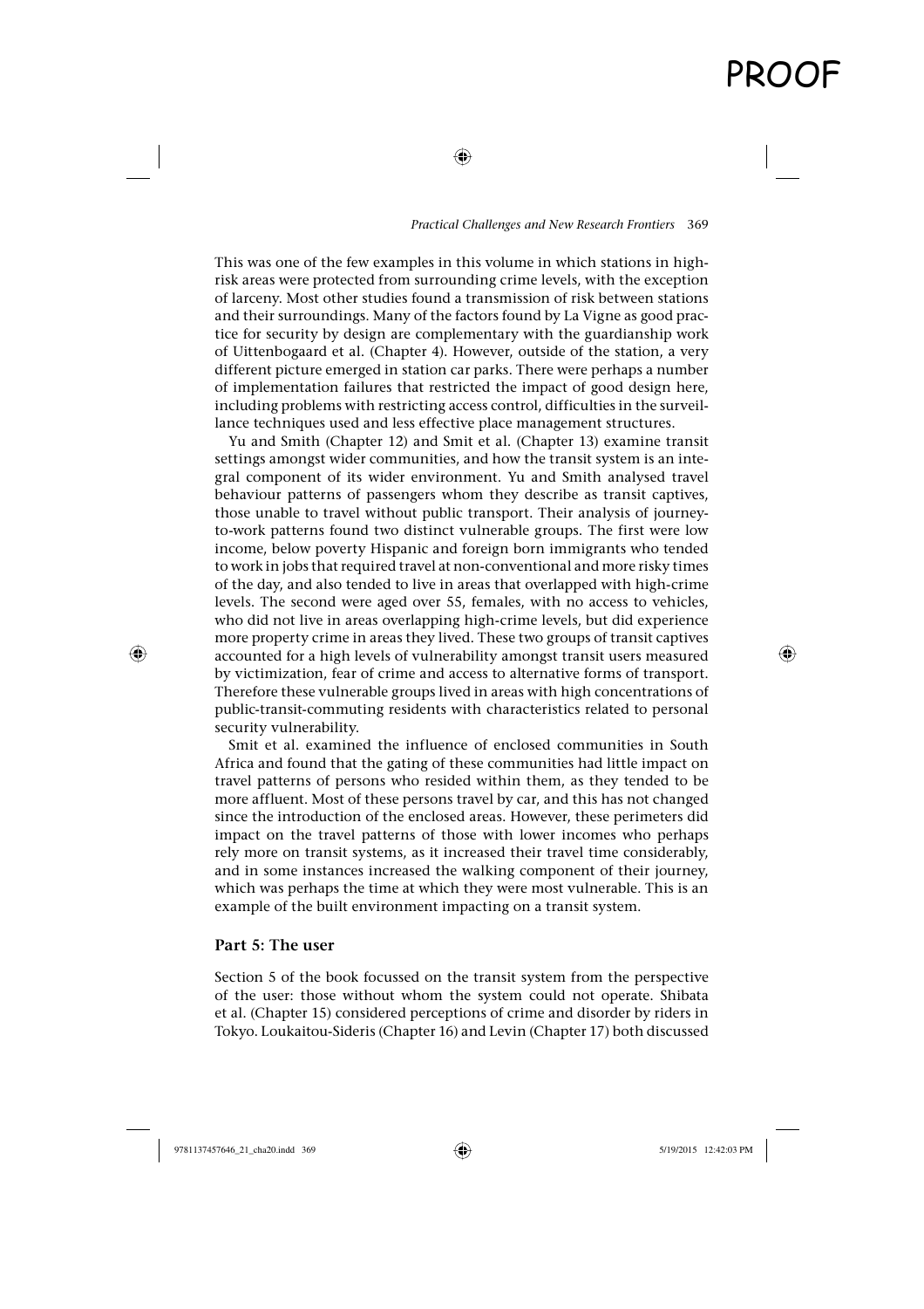This was one of the few examples in this volume in which stations in high-risk areas were protected from surrounding crime levels, with the exception of larceny. Most other studies found a transmission of risk between stations and their surroundings. Many of the factors found by La Vigne as good practice for security by design are complementary with the guardianship work of Uittenbogaard et al. (Chapter 4). However, outside of the station, a very different picture emerged in station car parks. There were perhaps a number of implementation failures that restricted the impact of good design here, including problems with restricting access control, difficulties in the surveillance techniques used and less effective place management structures.

Yu and Smith (Chapter 12) and Smit et al. (Chapter 13) examine transit settings amongst wider communities, and how the transit system is an integral component of its wider environment. Yu and Smith analysed travel behaviour patterns of passengers whom they describe as transit captives, those unable to travel without public transport. Their analysis of journey-to-work patterns found two distinct vulnerable groups. The first were low income, below poverty Hispanic and foreign born immigrants who tended to work in jobs that required travel at non-conventional and more risky times of the day, and also tended to live in areas that overlapped with high-crime levels. The second were aged over 55, females, with no access to vehicles, who did not live in areas overlapping high-crime levels, but did experience more property crime in areas they lived. These two groups of transit captives accounted for a high levels of vulnerability amongst transit users measured by victimization, fear of crime and access to alternative forms of transport. Therefore these vulnerable groups lived in areas with high concentrations of public-transit-commuting residents with characteristics related to personal security vulnerability.

Smit et al. examined the influence of enclosed communities in South Africa and found that the gating of these communities had little impact on travel patterns of persons who resided within them, as they tended to be more affluent. Most of these persons travel by car, and this has not changed since the introduction of the enclosed areas. However, these perimeters did impact on the travel patterns of those with lower incomes who perhaps rely more on transit systems, as it increased their travel time considerably, and in some instances increased the walking component of their journey, which was perhaps the time at which they were most vulnerable. This is an example of the built environment impacting on a transit system.

### Part 5: The user

Section 5 of the book focussed on the transit system from the perspective of the user: those without whom the system could not operate. Shibata et al. (Chapter 15) considered perceptions of crime and disorder by riders in Tokyo. Loukaitou-Sideris (Chapter 16) and Levin (Chapter 17) both discussed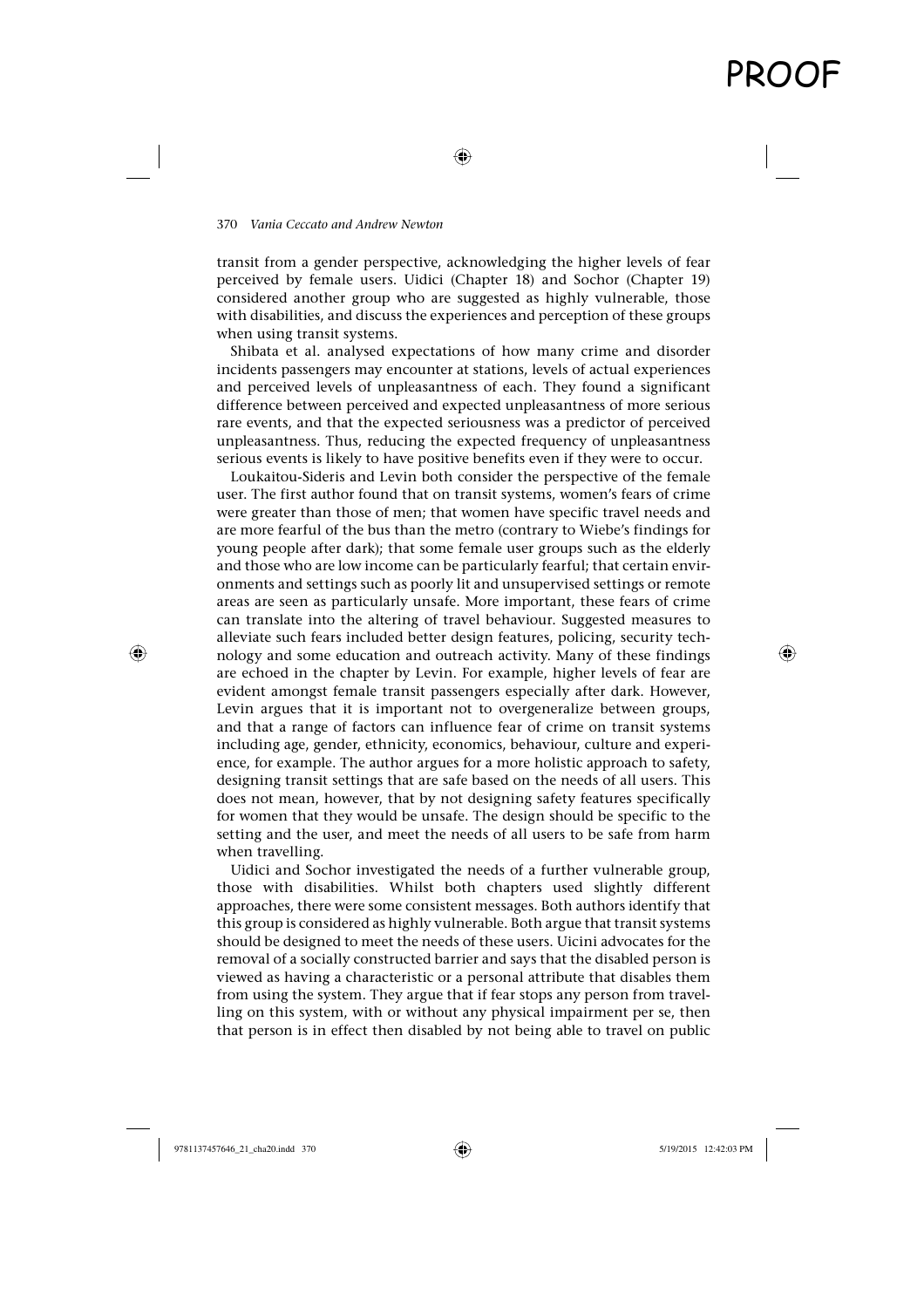transit from a gender perspective, acknowledging the higher levels of fear perceived by female users. Uidici (Chapter 18) and Sochor (Chapter 19) considered another group who are suggested as highly vulnerable, those with disabilities, and discuss the experiences and perception of these groups when using transit systems.

Shibata et al. analysed expectations of how many crime and disorder incidents passengers may encounter at stations, levels of actual experiences and perceived levels of unpleasantness of each. They found a significant difference between perceived and expected unpleasantness of more serious rare events, and that the expected seriousness was a predictor of perceived unpleasantness. Thus, reducing the expected frequency of unpleasantness serious events is likely to have positive benefits even if they were to occur.

Loukaitou-Sideris and Levin both consider the perspective of the female user. The first author found that on transit systems, women's fears of crime were greater than those of men; that women have specific travel needs and are more fearful of the bus than the metro (contrary to Wiebe's findings for young people after dark); that some female user groups such as the elderly and those who are low income can be particularly fearful; that certain environments and settings such as poorly lit and unsupervised settings or remote areas are seen as particularly unsafe. More important, these fears of crime can translate into the altering of travel behaviour. Suggested measures to alleviate such fears included better design features, policing, security technology and some education and outreach activity. Many of these findings are echoed in the chapter by Levin. For example, higher levels of fear are evident amongst female transit passengers especially after dark. However, Levin argues that it is important not to overgeneralize between groups, and that a range of factors can influence fear of crime on transit systems including age, gender, ethnicity, economics, behaviour, culture and experience, for example. The author argues for a more holistic approach to safety, designing transit settings that are safe based on the needs of all users. This does not mean, however, that by not designing safety features specifically for women that they would be unsafe. The design should be specific to the setting and the user, and meet the needs of all users to be safe from harm when travelling.

Uidici and Sochor investigated the needs of a further vulnerable group, those with disabilities. Whilst both chapters used slightly different approaches, there were some consistent messages. Both authors identify that this group is considered as highly vulnerable. Both argue that transit systems should be designed to meet the needs of these users. Uicini advocates for the removal of a socially constructed barrier and says that the disabled person is viewed as having a characteristic or a personal attribute that disables them from using the system. They argue that if fear stops any person from travelling on this system, with or without any physical impairment per se, then that person is in effect then disabled by not being able to travel on public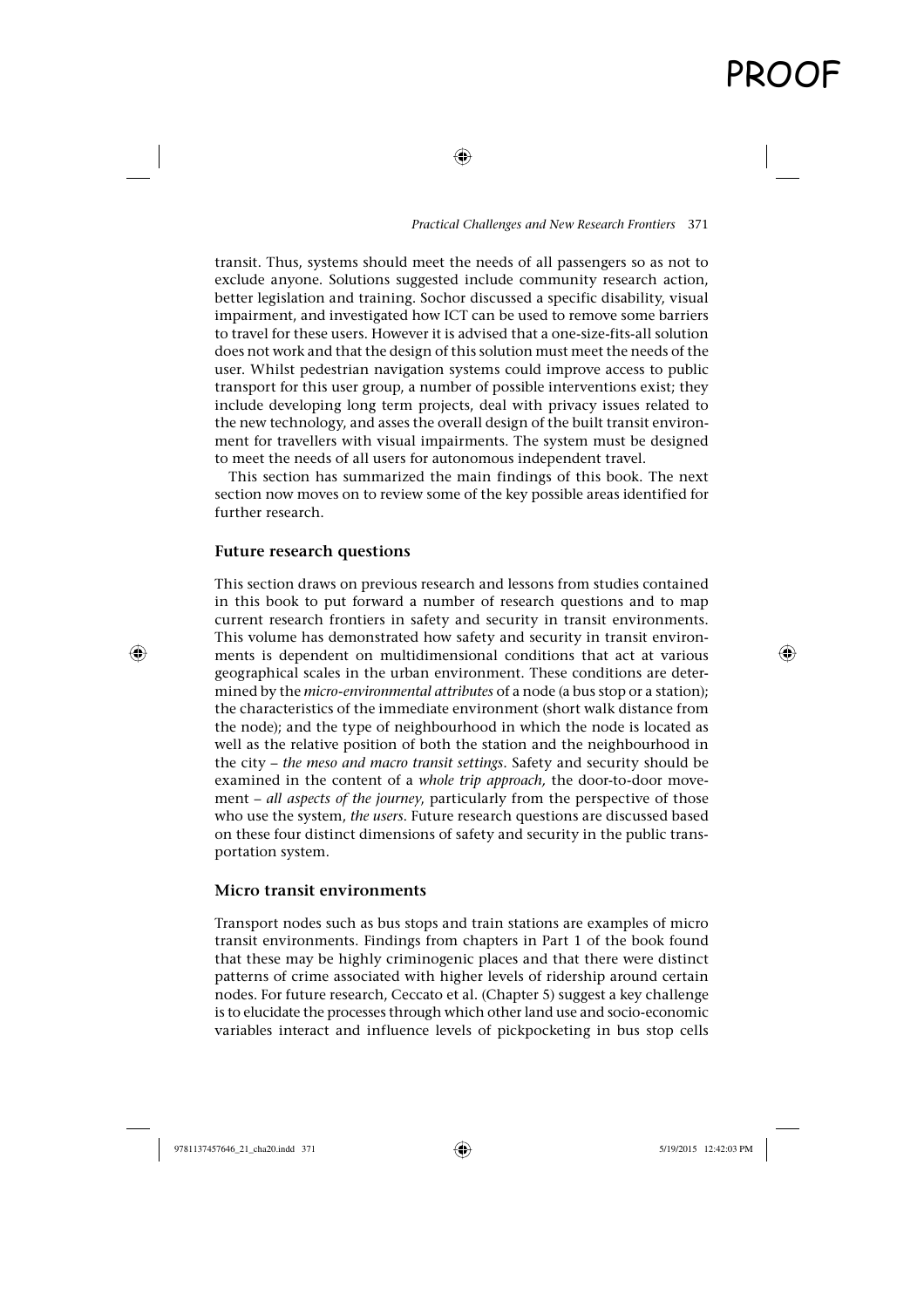transit. Thus, systems should meet the needs of all passengers so as not to exclude anyone. Solutions suggested include community research action, better legislation and training. Sochor discussed a specific disability, visual impairment, and investigated how ICT can be used to remove some barriers to travel for these users. However it is advised that a one-size-fits-all solution does not work and that the design of this solution must meet the needs of the user. Whilst pedestrian navigation systems could improve access to public transport for this user group, a number of possible interventions exist; they include developing long term projects, deal with privacy issues related to the new technology, and asses the overall design of the built transit environment for travellers with visual impairments. The system must be designed to meet the needs of all users for autonomous independent travel.

This section has summarized the main findings of this book. The next section now moves on to review some of the key possible areas identified for further research.

## Future research questions

This section draws on previous research and lessons from studies contained in this book to put forward a number of research questions and to map current research frontiers in safety and security in transit environments. This volume has demonstrated how safety and security in transit environments is dependent on multidimensional conditions that act at various geographical scales in the urban environment. These conditions are determined by the *micro-environmental attributes* of a node (a bus stop or a station); the characteristics of the immediate environment (short walk distance from the node); and the type of neighbourhood in which the node is located as well as the relative position of both the station and the neighbourhood in the city – *the meso and macro transit settings*. Safety and security should be examined in the content of a *whole trip approach,* the door-to-door movement – *all aspects of the journey*, particularly from the perspective of those who use the system, *the users*. Future research questions are discussed based on these four distinct dimensions of safety and security in the public transportation system.

## Micro transit environments

Transport nodes such as bus stops and train stations are examples of micro transit environments. Findings from chapters in Part 1 of the book found that these may be highly criminogenic places and that there were distinct patterns of crime associated with higher levels of ridership around certain nodes. For future research, Ceccato et al. (Chapter 5) suggest a key challenge is to elucidate the processes through which other land use and socio-economic variables interact and influence levels of pickpocketing in bus stop cells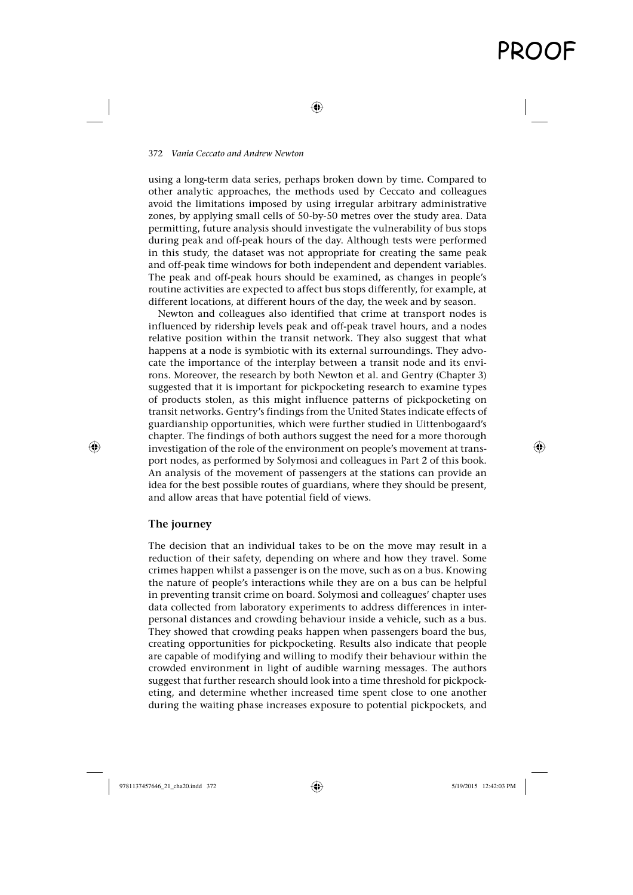using a long-term data series, perhaps broken down by time. Compared to other analytic approaches, the methods used by Ceccato and colleagues avoid the limitations imposed by using irregular arbitrary administrative zones, by applying small cells of 50-by-50 metres over the study area. Data permitting, future analysis should investigate the vulnerability of bus stops during peak and off-peak hours of the day. Although tests were performed in this study, the dataset was not appropriate for creating the same peak and off-peak time windows for both independent and dependent variables. The peak and off-peak hours should be examined, as changes in people's routine activities are expected to affect bus stops differently, for example, at different locations, at different hours of the day, the week and by season.

Newton and colleagues also identified that crime at transport nodes is influenced by ridership levels peak and off-peak travel hours, and a nodes relative position within the transit network. They also suggest that what happens at a node is symbiotic with its external surroundings. They advocate the importance of the interplay between a transit node and its environs. Moreover, the research by both Newton et al. and Gentry (Chapter 3) suggested that it is important for pickpocketing research to examine types of products stolen, as this might influence patterns of pickpocketing on transit networks. Gentry's findings from the United States indicate effects of guardianship opportunities, which were further studied in Uittenbogaard's chapter. The findings of both authors suggest the need for a more thorough investigation of the role of the environment on people's movement at transport nodes, as performed by Solymosi and colleagues in Part 2 of this book. An analysis of the movement of passengers at the stations can provide an idea for the best possible routes of guardians, where they should be present, and allow areas that have potential field of views.

## The journey

The decision that an individual takes to be on the move may result in a reduction of their safety, depending on where and how they travel. Some crimes happen whilst a passenger is on the move, such as on a bus. Knowing the nature of people's interactions while they are on a bus can be helpful in preventing transit crime on board. Solymosi and colleagues' chapter uses data collected from laboratory experiments to address differences in interpersonal distances and crowding behaviour inside a vehicle, such as a bus. They showed that crowding peaks happen when passengers board the bus, creating opportunities for pickpocketing. Results also indicate that people are capable of modifying and willing to modify their behaviour within the crowded environment in light of audible warning messages. The authors suggest that further research should look into a time threshold for pickpocketing, and determine whether increased time spent close to one another during the waiting phase increases exposure to potential pickpockets, and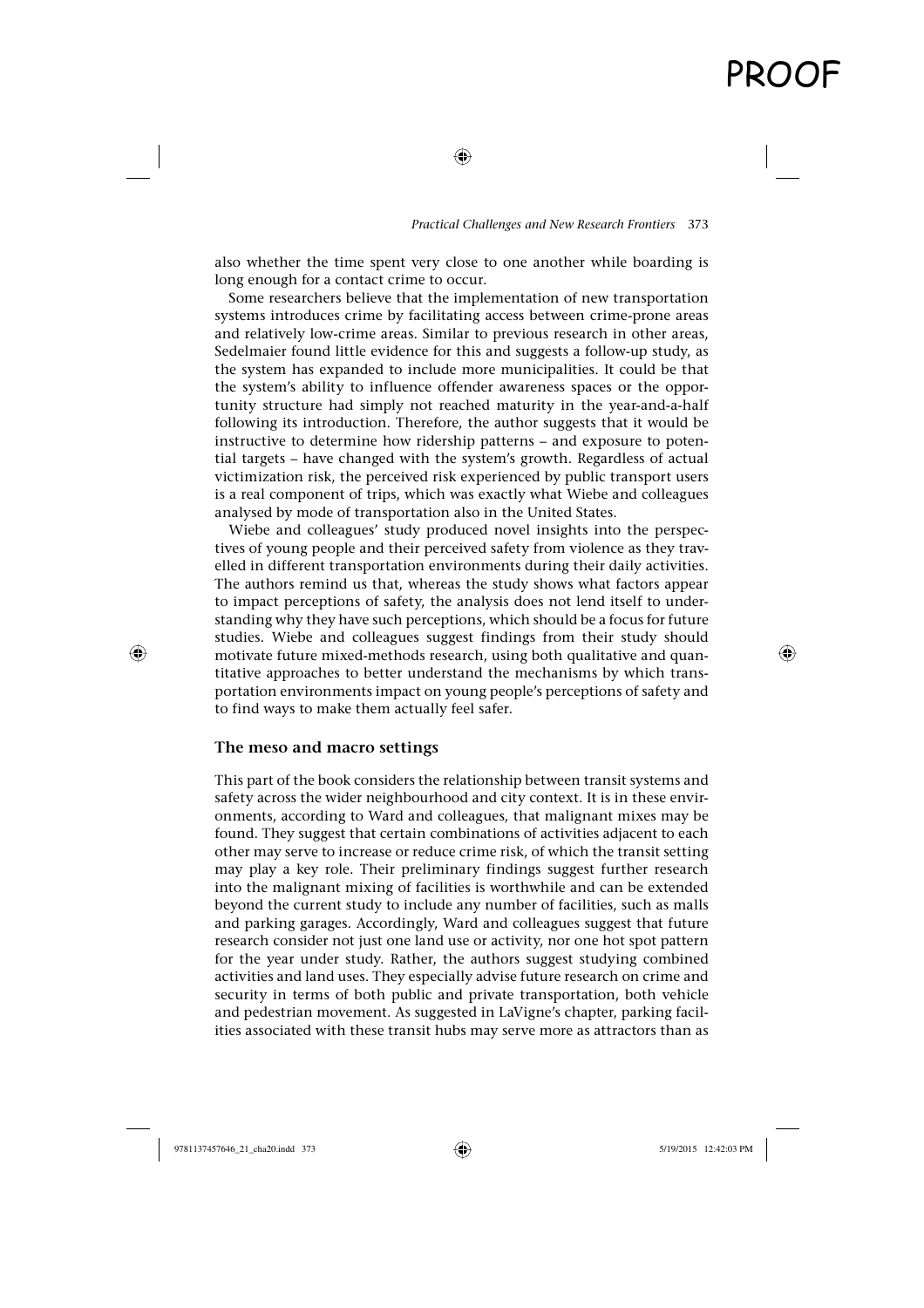also whether the time spent very close to one another while boarding is long enough for a contact crime to occur.

Some researchers believe that the implementation of new transportation systems introduces crime by facilitating access between crime-prone areas and relatively low-crime areas. Similar to previous research in other areas, Sedelmaier found little evidence for this and suggests a follow-up study, as the system has expanded to include more municipalities. It could be that the system's ability to influence offender awareness spaces or the opportunity structure had simply not reached maturity in the year-and-a-half following its introduction. Therefore, the author suggests that it would be instructive to determine how ridership patterns – and exposure to potential targets – have changed with the system's growth. Regardless of actual victimization risk, the perceived risk experienced by public transport users is a real component of trips, which was exactly what Wiebe and colleagues analysed by mode of transportation also in the United States.

Wiebe and colleagues' study produced novel insights into the perspectives of young people and their perceived safety from violence as they travelled in different transportation environments during their daily activities. The authors remind us that, whereas the study shows what factors appear to impact perceptions of safety, the analysis does not lend itself to understanding why they have such perceptions, which should be a focus for future studies. Wiebe and colleagues suggest findings from their study should motivate future mixed-methods research, using both qualitative and quantitative approaches to better understand the mechanisms by which transportation environments impact on young people's perceptions of safety and to find ways to make them actually feel safer.

## The meso and macro settings

This part of the book considers the relationship between transit systems and safety across the wider neighbourhood and city context. It is in these environments, according to Ward and colleagues, that malignant mixes may be found. They suggest that certain combinations of activities adjacent to each other may serve to increase or reduce crime risk, of which the transit setting may play a key role. Their preliminary findings suggest further research into the malignant mixing of facilities is worthwhile and can be extended beyond the current study to include any number of facilities, such as malls and parking garages. Accordingly, Ward and colleagues suggest that future research consider not just one land use or activity, nor one hot spot pattern for the year under study. Rather, the authors suggest studying combined activities and land uses. They especially advise future research on crime and security in terms of both public and private transportation, both vehicle and pedestrian movement. As suggested in LaVigne's chapter, parking facilities associated with these transit hubs may serve more as attractors than as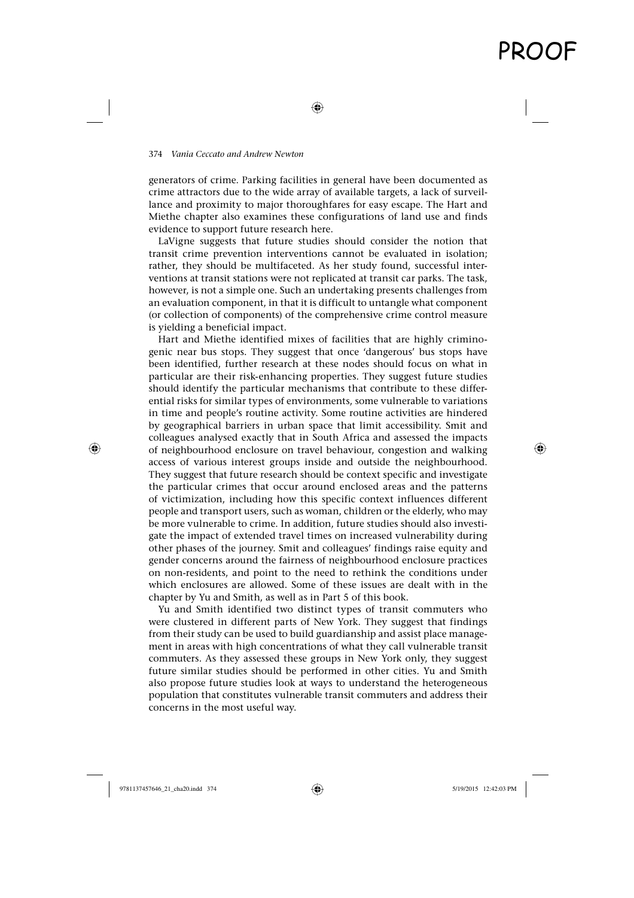generators of crime. Parking facilities in general have been documented as crime attractors due to the wide array of available targets, a lack of surveillance and proximity to major thoroughfares for easy escape. The Hart and Miethe chapter also examines these configurations of land use and finds evidence to support future research here.

LaVigne suggests that future studies should consider the notion that transit crime prevention interventions cannot be evaluated in isolation; rather, they should be multifaceted. As her study found, successful interventions at transit stations were not replicated at transit car parks. The task, however, is not a simple one. Such an undertaking presents challenges from an evaluation component, in that it is difficult to untangle what component (or collection of components) of the comprehensive crime control measure is yielding a beneficial impact.

Hart and Miethe identified mixes of facilities that are highly criminogenic near bus stops. They suggest that once 'dangerous' bus stops have been identified, further research at these nodes should focus on what in particular are their risk-enhancing properties. They suggest future studies should identify the particular mechanisms that contribute to these differential risks for similar types of environments, some vulnerable to variations in time and people's routine activity. Some routine activities are hindered by geographical barriers in urban space that limit accessibility. Smit and colleagues analysed exactly that in South Africa and assessed the impacts of neighbourhood enclosure on travel behaviour, congestion and walking access of various interest groups inside and outside the neighbourhood. They suggest that future research should be context specific and investigate the particular crimes that occur around enclosed areas and the patterns of victimization, including how this specific context influences different people and transport users, such as woman, children or the elderly, who may be more vulnerable to crime. In addition, future studies should also investigate the impact of extended travel times on increased vulnerability during other phases of the journey. Smit and colleagues' findings raise equity and gender concerns around the fairness of neighbourhood enclosure practices on non-residents, and point to the need to rethink the conditions under which enclosures are allowed. Some of these issues are dealt with in the chapter by Yu and Smith, as well as in Part 5 of this book.

Yu and Smith identified two distinct types of transit commuters who were clustered in different parts of New York. They suggest that findings from their study can be used to build guardianship and assist place management in areas with high concentrations of what they call vulnerable transit commuters. As they assessed these groups in New York only, they suggest future similar studies should be performed in other cities. Yu and Smith also propose future studies look at ways to understand the heterogeneous population that constitutes vulnerable transit commuters and address their concerns in the most useful way.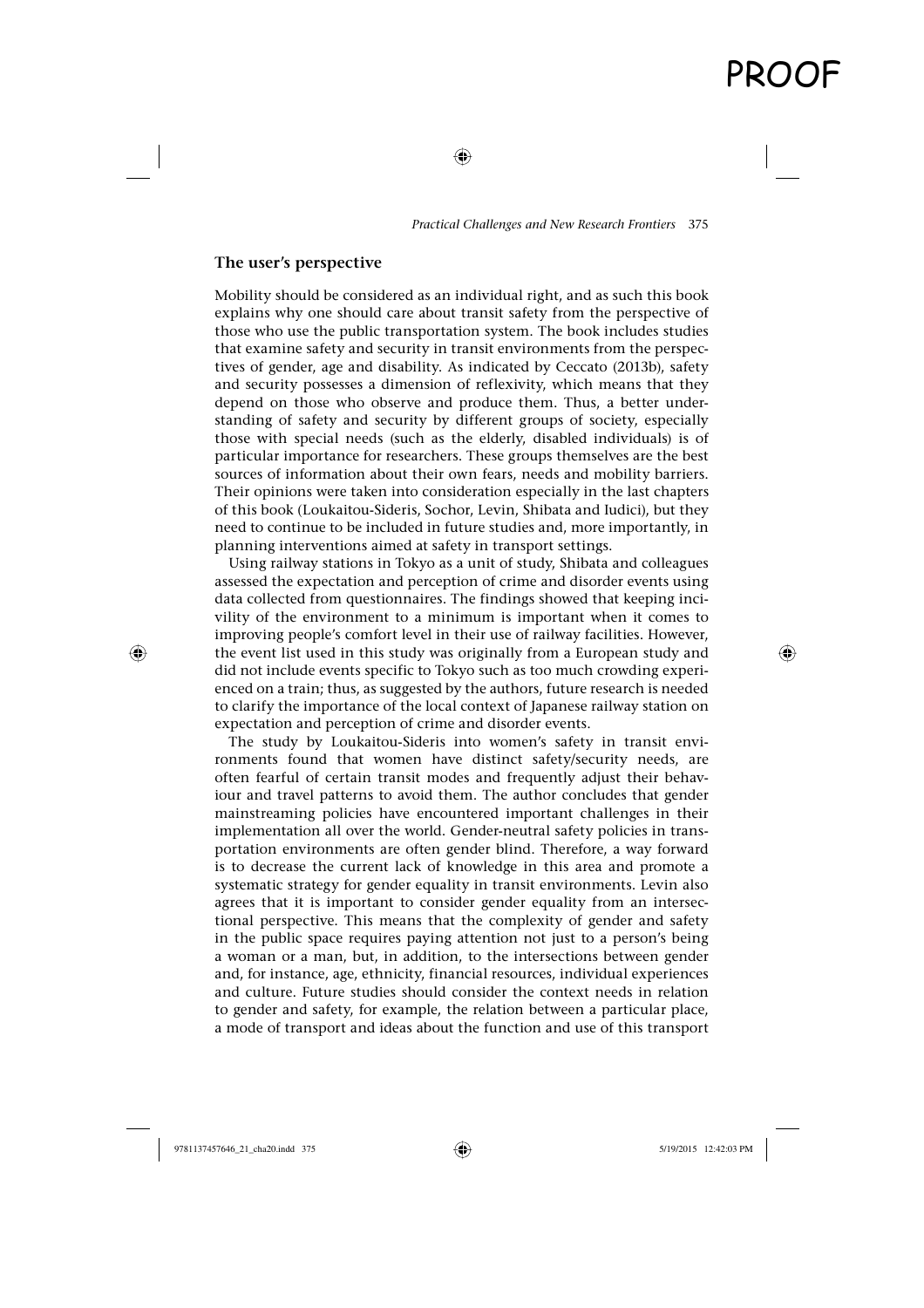## The user's perspective

Mobility should be considered as an individual right, and as such this book explains why one should care about transit safety from the perspective of those who use the public transportation system. The book includes studies that examine safety and security in transit environments from the perspectives of gender, age and disability. As indicated by Ceccato (2013b), safety and security possesses a dimension of reflexivity, which means that they depend on those who observe and produce them. Thus, a better understanding of safety and security by different groups of society, especially those with special needs (such as the elderly, disabled individuals) is of particular importance for researchers. These groups themselves are the best sources of information about their own fears, needs and mobility barriers. Their opinions were taken into consideration especially in the last chapters of this book (Loukaitou-Sideris, Sochor, Levin, Shibata and Iudici), but they need to continue to be included in future studies and, more importantly, in planning interventions aimed at safety in transport settings.

Using railway stations in Tokyo as a unit of study, Shibata and colleagues assessed the expectation and perception of crime and disorder events using data collected from questionnaires. The findings showed that keeping incivility of the environment to a minimum is important when it comes to improving people's comfort level in their use of railway facilities. However, the event list used in this study was originally from a European study and did not include events specific to Tokyo such as too much crowding experienced on a train; thus, as suggested by the authors, future research is needed to clarify the importance of the local context of Japanese railway station on expectation and perception of crime and disorder events.

The study by Loukaitou-Sideris into women's safety in transit environments found that women have distinct safety/security needs, are often fearful of certain transit modes and frequently adjust their behaviour and travel patterns to avoid them. The author concludes that gender mainstreaming policies have encountered important challenges in their implementation all over the world. Gender-neutral safety policies in transportation environments are often gender blind. Therefore, a way forward is to decrease the current lack of knowledge in this area and promote a systematic strategy for gender equality in transit environments. Levin also agrees that it is important to consider gender equality from an intersectional perspective. This means that the complexity of gender and safety in the public space requires paying attention not just to a person's being a woman or a man, but, in addition, to the intersections between gender and, for instance, age, ethnicity, financial resources, individual experiences and culture. Future studies should consider the context needs in relation to gender and safety, for example, the relation between a particular place, a mode of transport and ideas about the function and use of this transport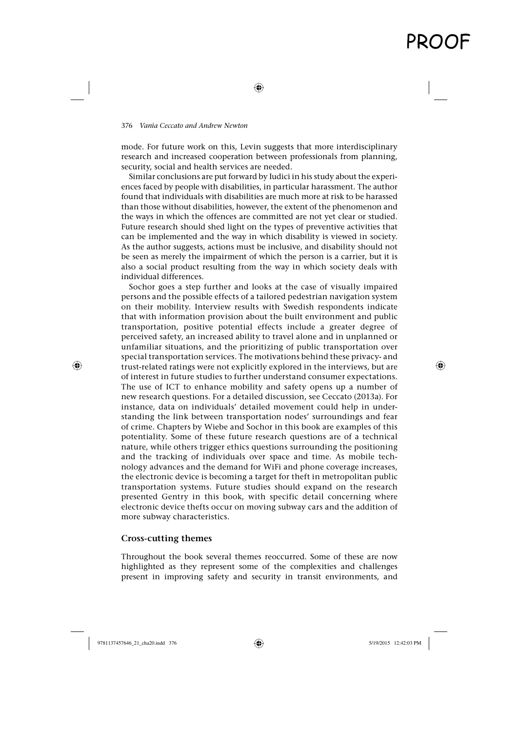mode. For future work on this, Levin suggests that more interdisciplinary research and increased cooperation between professionals from planning, security, social and health services are needed.

Similar conclusions are put forward by Iudici in his study about the experiences faced by people with disabilities, in particular harassment. The author found that individuals with disabilities are much more at risk to be harassed than those without disabilities, however, the extent of the phenomenon and the ways in which the offences are committed are not yet clear or studied. Future research should shed light on the types of preventive activities that can be implemented and the way in which disability is viewed in society. As the author suggests, actions must be inclusive, and disability should not be seen as merely the impairment of which the person is a carrier, but it is also a social product resulting from the way in which society deals with individual differences.

Sochor goes a step further and looks at the case of visually impaired persons and the possible effects of a tailored pedestrian navigation system on their mobility. Interview results with Swedish respondents indicate that with information provision about the built environment and public transportation, positive potential effects include a greater degree of perceived safety, an increased ability to travel alone and in unplanned or unfamiliar situations, and the prioritizing of public transportation over special transportation services. The motivations behind these privacy- and trust-related ratings were not explicitly explored in the interviews, but are of interest in future studies to further understand consumer expectations. The use of ICT to enhance mobility and safety opens up a number of new research questions. For a detailed discussion, see Ceccato (2013a). For instance, data on individuals' detailed movement could help in understanding the link between transportation nodes' surroundings and fear of crime. Chapters by Wiebe and Sochor in this book are examples of this potentiality. Some of these future research questions are of a technical nature, while others trigger ethics questions surrounding the positioning and the tracking of individuals over space and time. As mobile technology advances and the demand for WiFi and phone coverage increases, the electronic device is becoming a target for theft in metropolitan public transportation systems. Future studies should expand on the research presented Gentry in this book, with specific detail concerning where electronic device thefts occur on moving subway cars and the addition of more subway characteristics.

## Cross-cutting themes

Throughout the book several themes reoccurred. Some of these are now highlighted as they represent some of the complexities and challenges present in improving safety and security in transit environments, and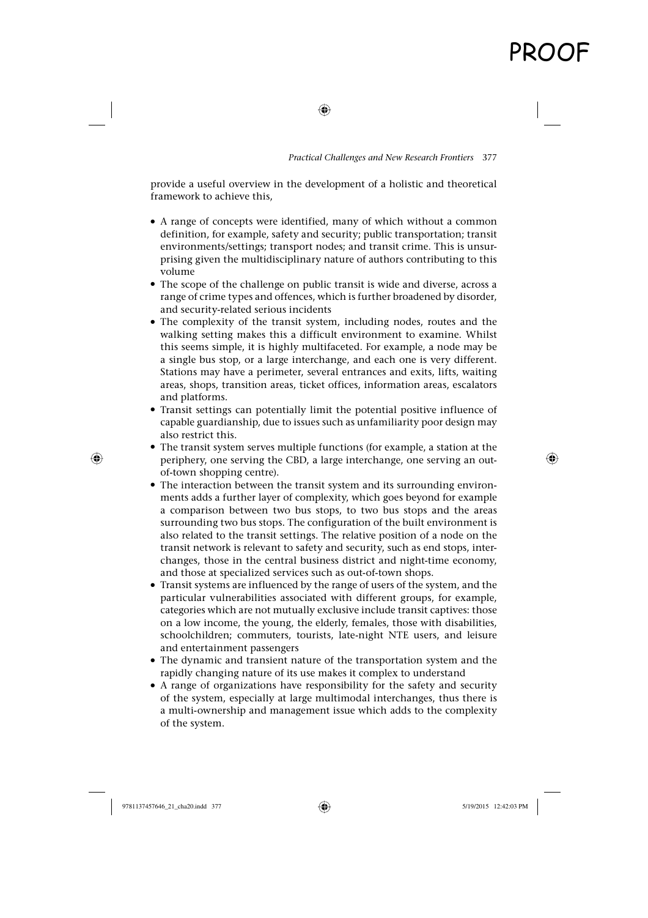provide a useful overview in the development of a holistic and theoretical framework to achieve this,

- A range of concepts were identified, many of which without a common definition, for example, safety and security; public transportation; transit environments/settings; transport nodes; and transit crime. This is unsurprising given the multidisciplinary nature of authors contributing to this volume
- The scope of the challenge on public transit is wide and diverse, across a range of crime types and offences, which is further broadened by disorder, and security-related serious incidents
- The complexity of the transit system, including nodes, routes and the walking setting makes this a difficult environment to examine. Whilst this seems simple, it is highly multifaceted. For example, a node may be a single bus stop, or a large interchange, and each one is very different. Stations may have a perimeter, several entrances and exits, lifts, waiting areas, shops, transition areas, ticket offices, information areas, escalators and platforms.
- Transit settings can potentially limit the potential positive influence of capable guardianship, due to issues such as unfamiliarity poor design may also restrict this.
- The transit system serves multiple functions (for example, a station at the periphery, one serving the CBD, a large interchange, one serving an out-of-town shopping centre).
- The interaction between the transit system and its surrounding environments adds a further layer of complexity, which goes beyond for example a comparison between two bus stops, to two bus stops and the areas surrounding two bus stops. The configuration of the built environment is also related to the transit settings. The relative position of a node on the transit network is relevant to safety and security, such as end stops, interchanges, those in the central business district and night-time economy, and those at specialized services such as out-of-town shops.
- Transit systems are influenced by the range of users of the system, and the particular vulnerabilities associated with different groups, for example, categories which are not mutually exclusive include transit captives: those on a low income, the young, the elderly, females, those with disabilities, schoolchildren; commuters, tourists, late-night NTE users, and leisure and entertainment passengers
- The dynamic and transient nature of the transportation system and the rapidly changing nature of its use makes it complex to understand
- A range of organizations have responsibility for the safety and security of the system, especially at large multimodal interchanges, thus there is a multi-ownership and management issue which adds to the complexity of the system.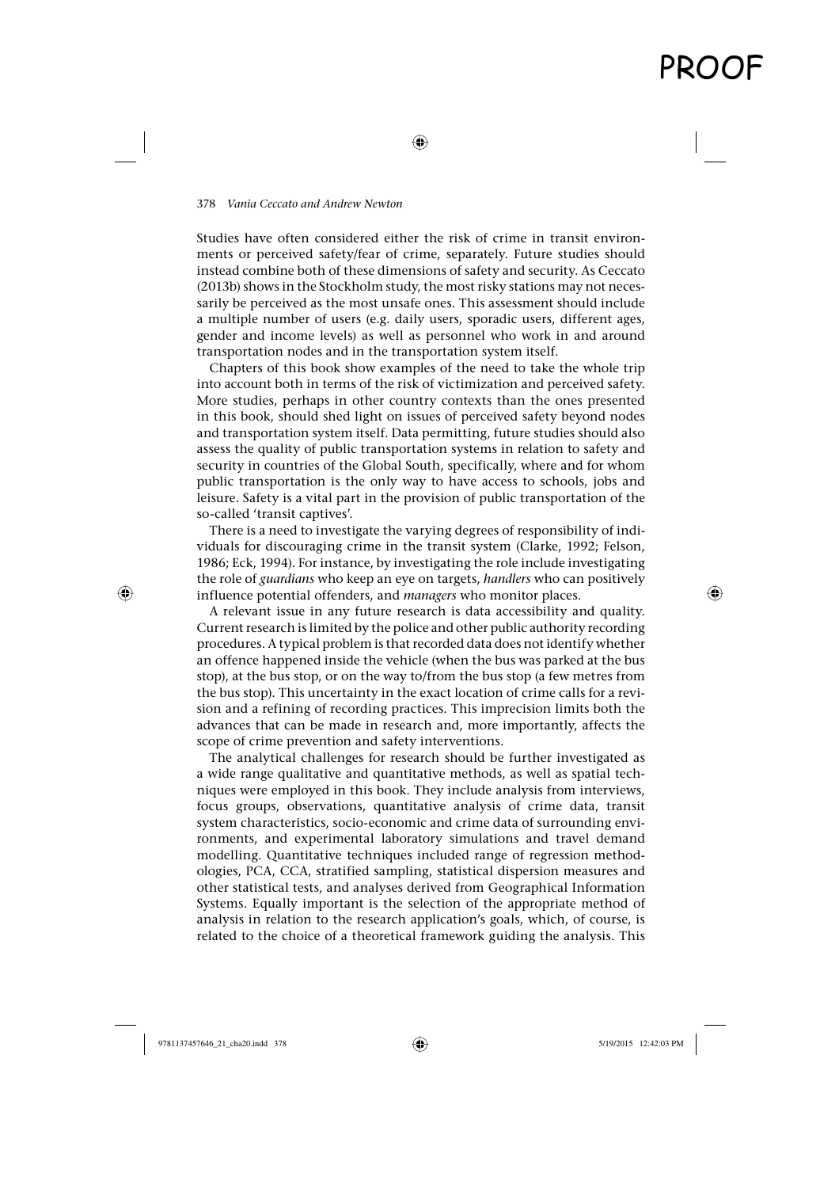Studies have often considered either the risk of crime in transit environments or perceived safety/fear of crime, separately. Future studies should instead combine both of these dimensions of safety and security. As Ceccato (2013b) shows in the Stockholm study, the most risky stations may not necessarily be perceived as the most unsafe ones. This assessment should include a multiple number of users (e.g. daily users, sporadic users, different ages, gender and income levels) as well as personnel who work in and around transportation nodes and in the transportation system itself.

Chapters of this book show examples of the need to take the whole trip into account both in terms of the risk of victimization and perceived safety. More studies, perhaps in other country contexts than the ones presented in this book, should shed light on issues of perceived safety beyond nodes and transportation system itself. Data permitting, future studies should also assess the quality of public transportation systems in relation to safety and security in countries of the Global South, specifically, where and for whom public transportation is the only way to have access to schools, jobs and leisure. Safety is a vital part in the provision of public transportation of the so-called 'transit captives'.

There is a need to investigate the varying degrees of responsibility of individuals for discouraging crime in the transit system (Clarke, 1992; Felson, 1986; Eck, 1994). For instance, by investigating the role include investigating the role of *guardians* who keep an eye on targets, *handlers* who can positively influence potential offenders, and *managers* who monitor places.

A relevant issue in any future research is data accessibility and quality. Current research is limited by the police and other public authority recording procedures. A typical problem is that recorded data does not identify whether an offence happened inside the vehicle (when the bus was parked at the bus stop), at the bus stop, or on the way to/from the bus stop (a few metres from the bus stop). This uncertainty in the exact location of crime calls for a revision and a refining of recording practices. This imprecision limits both the advances that can be made in research and, more importantly, affects the scope of crime prevention and safety interventions.

The analytical challenges for research should be further investigated as a wide range qualitative and quantitative methods, as well as spatial techniques were employed in this book. They include analysis from interviews, focus groups, observations, quantitative analysis of crime data, transit system characteristics, socio-economic and crime data of surrounding environments, and experimental laboratory simulations and travel demand modelling. Quantitative techniques included range of regression methodologies, PCA, CCA, stratified sampling, statistical dispersion measures and other statistical tests, and analyses derived from Geographical Information Systems. Equally important is the selection of the appropriate method of analysis in relation to the research application's goals, which, of course, is related to the choice of a theoretical framework guiding the analysis. This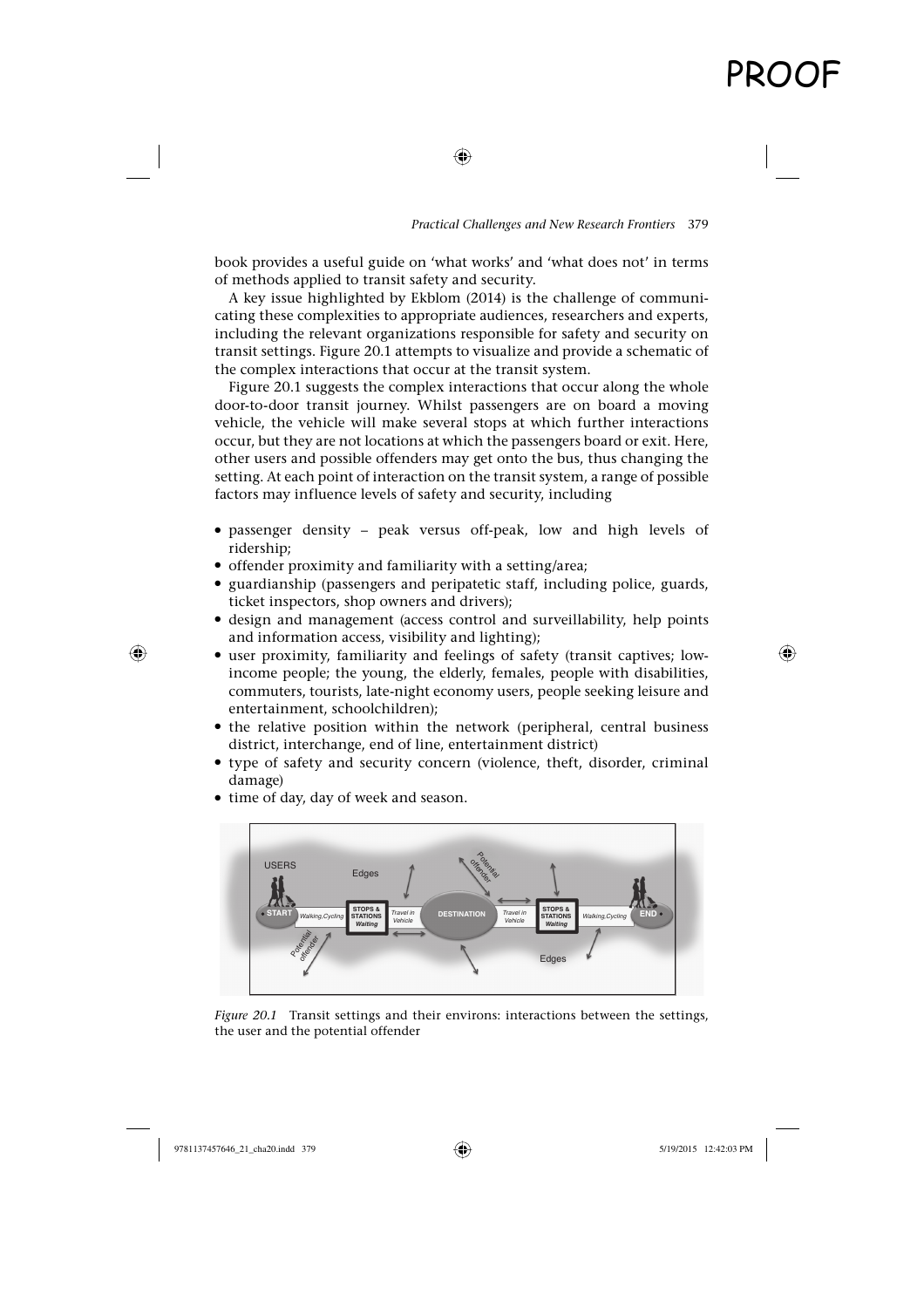book provides a useful guide on 'what works' and 'what does not' in terms of methods applied to transit safety and security.

A key issue highlighted by Ekblom (2014) is the challenge of communicating these complexities to appropriate audiences, researchers and experts, including the relevant organizations responsible for safety and security on transit settings. Figure 20.1 attempts to visualize and provide a schematic of the complex interactions that occur at the transit system.

Figure 20.1 suggests the complex interactions that occur along the whole door-to-door transit journey. Whilst passengers are on board a moving vehicle, the vehicle will make several stops at which further interactions occur, but they are not locations at which the passengers board or exit. Here, other users and possible offenders may get onto the bus, thus changing the setting. At each point of interaction on the transit system, a range of possible factors may influence levels of safety and security, including

- passenger density – peak versus off-peak, low and high levels of ridership;
- offender proximity and familiarity with a setting/area;
- guardianship (passengers and peripatetic staff, including police, guards, ticket inspectors, shop owners and drivers);
- design and management (access control and surveillability, help points and information access, visibility and lighting);
- user proximity, familiarity and feelings of safety (transit captives; low-income people; the young, the elderly, females, people with disabilities, commuters, tourists, late-night economy users, people seeking leisure and entertainment, schoolchildren);
- the relative position within the network (peripheral, central business district, interchange, end of line, entertainment district)
- type of safety and security concern (violence, theft, disorder, criminal damage)
- time of day, day of week and season.

*Figure 20.1* Transit settings and their environs: interactions between the settings, the user and the potential offender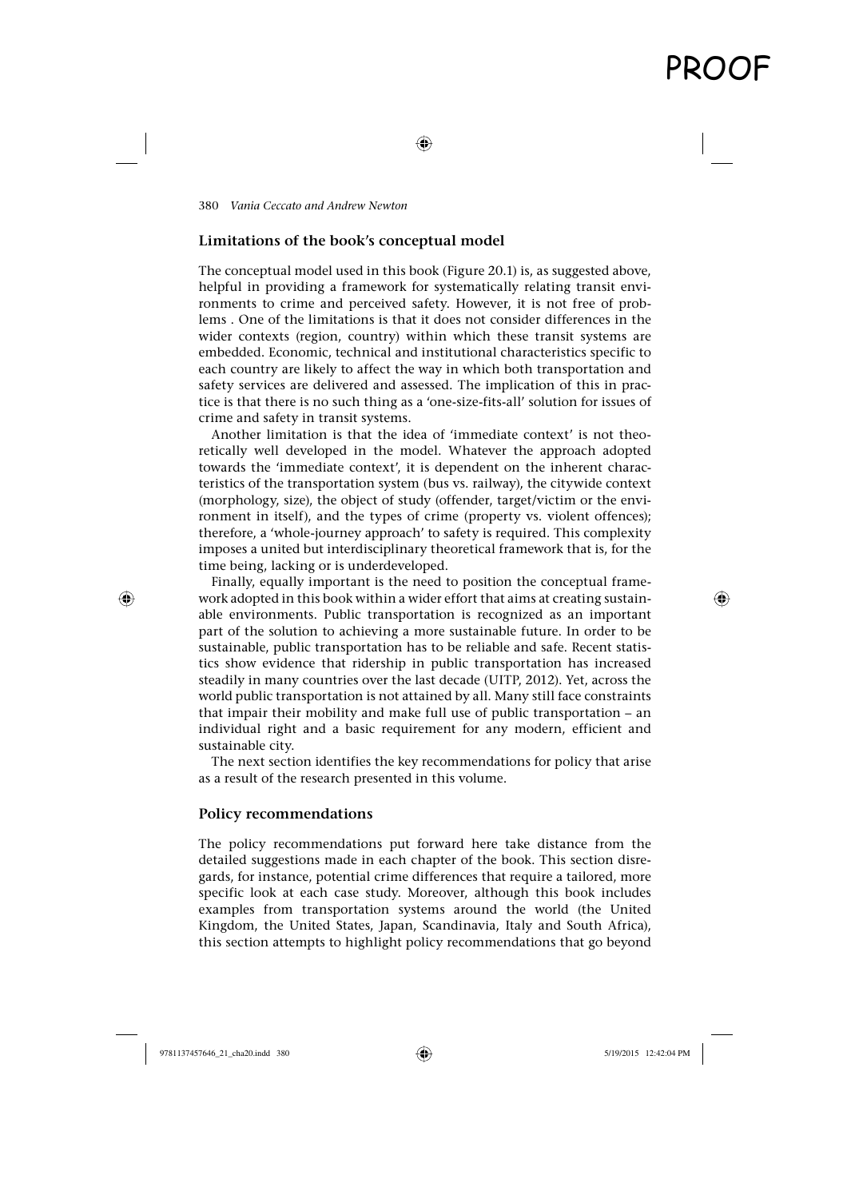## Limitations of the book's conceptual model

The conceptual model used in this book (Figure 20.1) is, as suggested above, helpful in providing a framework for systematically relating transit environments to crime and perceived safety. However, it is not free of problems . One of the limitations is that it does not consider differences in the wider contexts (region, country) within which these transit systems are embedded. Economic, technical and institutional characteristics specific to each country are likely to affect the way in which both transportation and safety services are delivered and assessed. The implication of this in practice is that there is no such thing as a 'one-size-fits-all' solution for issues of crime and safety in transit systems.

Another limitation is that the idea of 'immediate context' is not theoretically well developed in the model. Whatever the approach adopted towards the 'immediate context', it is dependent on the inherent characteristics of the transportation system (bus vs. railway), the citywide context (morphology, size), the object of study (offender, target/victim or the environment in itself), and the types of crime (property vs. violent offences); therefore, a 'whole-journey approach' to safety is required. This complexity imposes a united but interdisciplinary theoretical framework that is, for the time being, lacking or is underdeveloped.

Finally, equally important is the need to position the conceptual framework adopted in this book within a wider effort that aims at creating sustainable environments. Public transportation is recognized as an important part of the solution to achieving a more sustainable future. In order to be sustainable, public transportation has to be reliable and safe. Recent statistics show evidence that ridership in public transportation has increased steadily in many countries over the last decade (UITP, 2012). Yet, across the world public transportation is not attained by all. Many still face constraints that impair their mobility and make full use of public transportation – an individual right and a basic requirement for any modern, efficient and sustainable city.

The next section identifies the key recommendations for policy that arise as a result of the research presented in this volume.

## Policy recommendations

The policy recommendations put forward here take distance from the detailed suggestions made in each chapter of the book. This section disregards, for instance, potential crime differences that require a tailored, more specific look at each case study. Moreover, although this book includes examples from transportation systems around the world (the United Kingdom, the United States, Japan, Scandinavia, Italy and South Africa), this section attempts to highlight policy recommendations that go beyond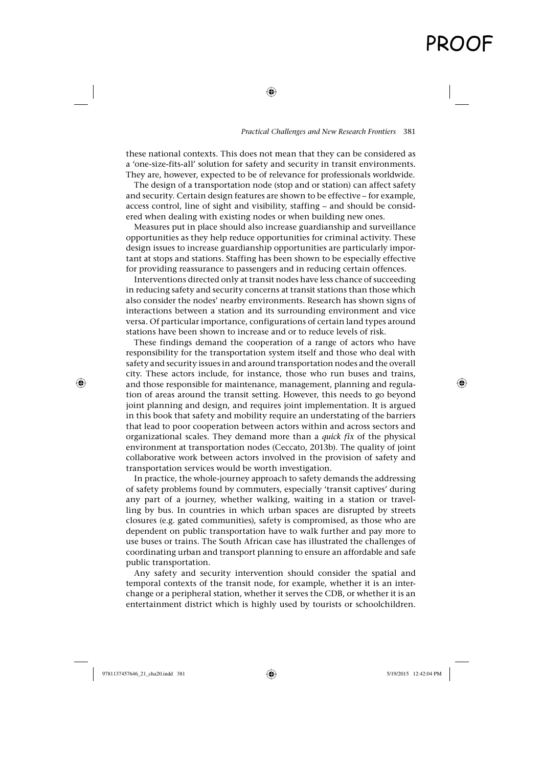these national contexts. This does not mean that they can be considered as a 'one-size-fits-all' solution for safety and security in transit environments. They are, however, expected to be of relevance for professionals worldwide.

The design of a transportation node (stop and or station) can affect safety and security. Certain design features are shown to be effective – for example, access control, line of sight and visibility, staffing – and should be considered when dealing with existing nodes or when building new ones.

Measures put in place should also increase guardianship and surveillance opportunities as they help reduce opportunities for criminal activity. These design issues to increase guardianship opportunities are particularly important at stops and stations. Staffing has been shown to be especially effective for providing reassurance to passengers and in reducing certain offences.

Interventions directed only at transit nodes have less chance of succeeding in reducing safety and security concerns at transit stations than those which also consider the nodes' nearby environments. Research has shown signs of interactions between a station and its surrounding environment and vice versa. Of particular importance, configurations of certain land types around stations have been shown to increase and or to reduce levels of risk.

These findings demand the cooperation of a range of actors who have responsibility for the transportation system itself and those who deal with safety and security issues in and around transportation nodes and the overall city. These actors include, for instance, those who run buses and trains, and those responsible for maintenance, management, planning and regulation of areas around the transit setting. However, this needs to go beyond joint planning and design, and requires joint implementation. It is argued in this book that safety and mobility require an understating of the barriers that lead to poor cooperation between actors within and across sectors and organizational scales. They demand more than a *quick fix* of the physical environment at transportation nodes (Ceccato, 2013b). The quality of joint collaborative work between actors involved in the provision of safety and transportation services would be worth investigation.

In practice, the whole-journey approach to safety demands the addressing of safety problems found by commuters, especially 'transit captives' during any part of a journey, whether walking, waiting in a station or travelling by bus. In countries in which urban spaces are disrupted by streets closures (e.g. gated communities), safety is compromised, as those who are dependent on public transportation have to walk further and pay more to use buses or trains. The South African case has illustrated the challenges of coordinating urban and transport planning to ensure an affordable and safe public transportation.

Any safety and security intervention should consider the spatial and temporal contexts of the transit node, for example, whether it is an interchange or a peripheral station, whether it serves the CDB, or whether it is an entertainment district which is highly used by tourists or schoolchildren.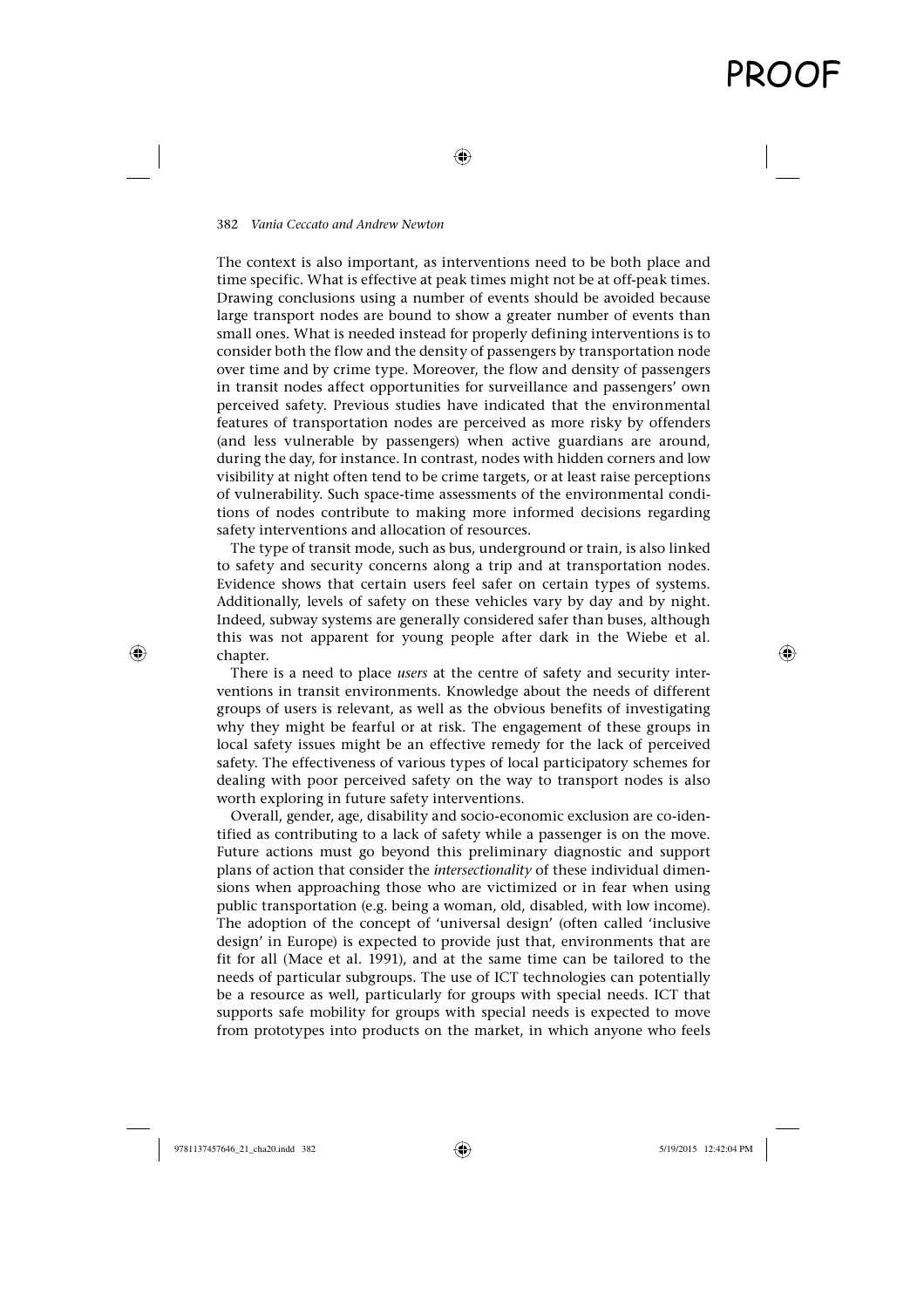The context is also important, as interventions need to be both place and time specific. What is effective at peak times might not be at off-peak times. Drawing conclusions using a number of events should be avoided because large transport nodes are bound to show a greater number of events than small ones. What is needed instead for properly defining interventions is to consider both the flow and the density of passengers by transportation node over time and by crime type. Moreover, the flow and density of passengers in transit nodes affect opportunities for surveillance and passengers' own perceived safety. Previous studies have indicated that the environmental features of transportation nodes are perceived as more risky by offenders (and less vulnerable by passengers) when active guardians are around, during the day, for instance. In contrast, nodes with hidden corners and low visibility at night often tend to be crime targets, or at least raise perceptions of vulnerability. Such space-time assessments of the environmental conditions of nodes contribute to making more informed decisions regarding safety interventions and allocation of resources.

The type of transit mode, such as bus, underground or train, is also linked to safety and security concerns along a trip and at transportation nodes. Evidence shows that certain users feel safer on certain types of systems. Additionally, levels of safety on these vehicles vary by day and by night. Indeed, subway systems are generally considered safer than buses, although this was not apparent for young people after dark in the Wiebe et al. chapter.

There is a need to place *users* at the centre of safety and security interventions in transit environments. Knowledge about the needs of different groups of users is relevant, as well as the obvious benefits of investigating why they might be fearful or at risk. The engagement of these groups in local safety issues might be an effective remedy for the lack of perceived safety. The effectiveness of various types of local participatory schemes for dealing with poor perceived safety on the way to transport nodes is also worth exploring in future safety interventions.

Overall, gender, age, disability and socio-economic exclusion are co-identified as contributing to a lack of safety while a passenger is on the move. Future actions must go beyond this preliminary diagnostic and support plans of action that consider the *intersectionality* of these individual dimensions when approaching those who are victimized or in fear when using public transportation (e.g. being a woman, old, disabled, with low income). The adoption of the concept of 'universal design' (often called 'inclusive design' in Europe) is expected to provide just that, environments that are fit for all (Mace et al. 1991), and at the same time can be tailored to the needs of particular subgroups. The use of ICT technologies can potentially be a resource as well, particularly for groups with special needs. ICT that supports safe mobility for groups with special needs is expected to move from prototypes into products on the market, in which anyone who feels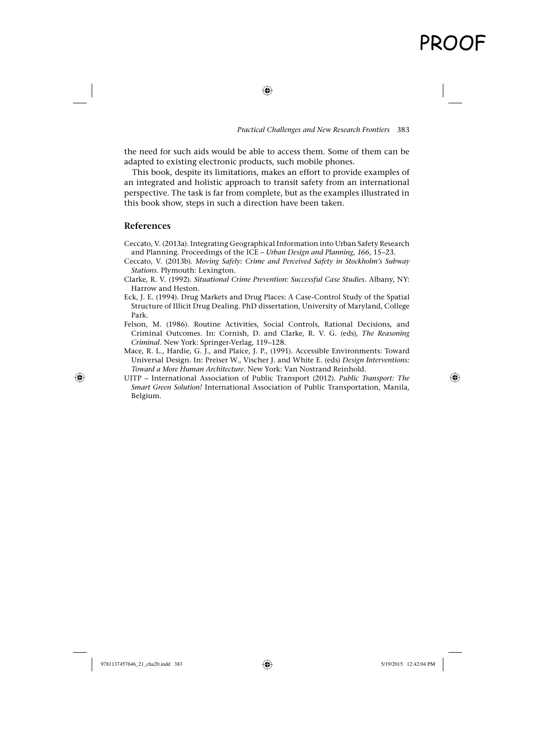the need for such aids would be able to access them. Some of them can be adapted to existing electronic products, such mobile phones.

This book, despite its limitations, makes an effort to provide examples of an integrated and holistic approach to transit safety from an international perspective. The task is far from complete, but as the examples illustrated in this book show, steps in such a direction have been taken.

## References

Ceccato, V. (2013a). Integrating Geographical Information into Urban Safety Research and Planning. Proceedings of the ICE – *Urban Design and Planning*, *166*, 15–23.

Ceccato, V. (2013b). *Moving Safely: Crime and Perceived Safety in Stockholm's Subway Stations*. Plymouth: Lexington.

Clarke, R. V. (1992). *Situational Crime Prevention: Successful Case Studies*. Albany, NY: Harrow and Heston.

Eck, J. E. (1994). Drug Markets and Drug Places: A Case-Control Study of the Spatial Structure of Illicit Drug Dealing. PhD dissertation, University of Maryland, College Park.

Felson, M. (1986). Routine Activities, Social Controls, Rational Decisions, and Criminal Outcomes. In: Cornish, D. and Clarke, R. V. G. (eds), *The Reasoning Criminal*. New York: Springer-Verlag, 119–128.

Mace, R. L., Hardie, G. J., and Plaice, J. P., (1991). Accessible Environments: Toward Universal Design. In: Preiser W., Vischer J. and White E. (eds) *Design Interventions: Toward a More Human Architecture*. New York: Van Nostrand Reinhold.

UITP – International Association of Public Transport (2012). *Public Transport: The Smart Green Solution!* International Association of Public Transportation, Manila, Belgium.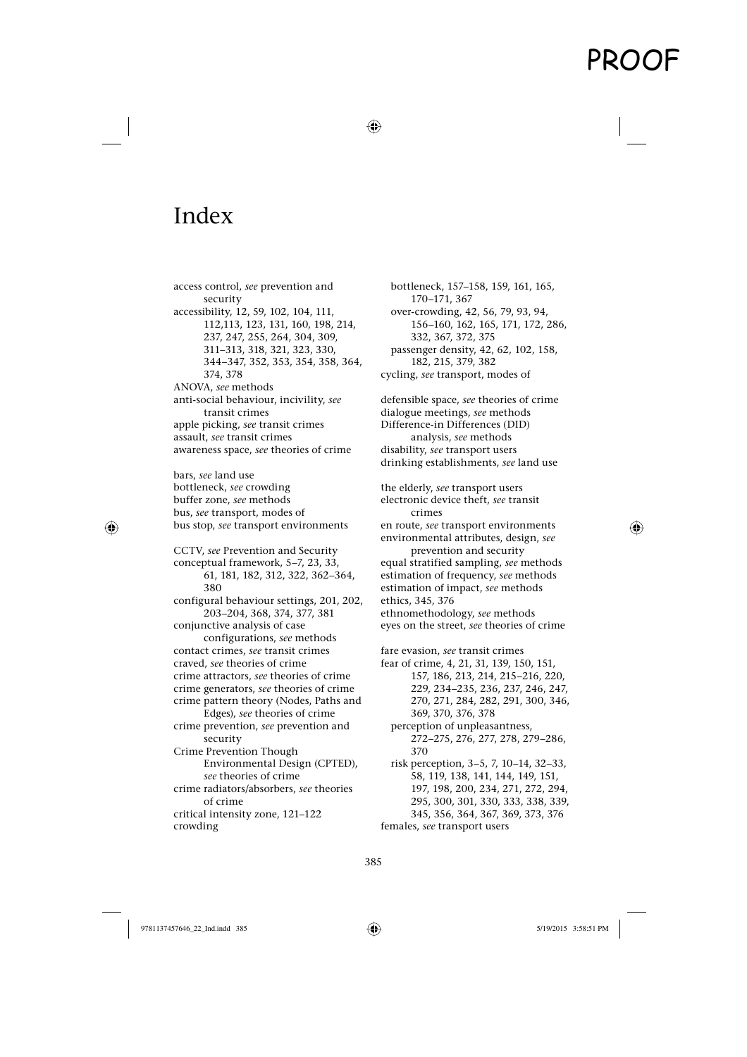# Index

access control, *see* prevention and security
accessibility, 12, 59, 102, 104, 111, 112,113, 123, 131, 160, 198, 214, 237, 247, 255, 264, 304, 309, 311–313, 318, 321, 323, 330, 344–347, 352, 353, 354, 358, 364, 374, 378
ANOVA, *see* methods
anti-social behaviour, incivility, *see* transit crimes
apple picking, *see* transit crimes
assault, *see* transit crimes
awareness space, *see* theories of crime

bars, *see* land use
bottleneck, *see* crowding
buffer zone, *see* methods
bus, *see* transport, modes of
bus stop, *see* transport environments

CCTV, *see* Prevention and Security
conceptual framework, 5–7, 23, 33, 61, 181, 182, 312, 322, 362–364, 380
configural behaviour settings, 201, 202, 203–204, 368, 374, 377, 381
conjunctive analysis of case configurations, *see* methods
contact crimes, *see* transit crimes
craved, *see* theories of crime
crime attractors, *see* theories of crime
crime generators, *see* theories of crime
crime pattern theory (Nodes, Paths and Edges), *see* theories of crime
crime prevention, *see* prevention and security
Crime Prevention Though Environmental Design (CPTED), *see* theories of crime
crime radiators/absorbers, *see* theories of crime
critical intensity zone, 121–122
crowding
  bottleneck, 157–158, 159, 161, 165, 170–171, 367
  over-crowding, 42, 56, 79, 93, 94, 156–160, 162, 165, 171, 172, 286, 332, 367, 372, 375
  passenger density, 42, 62, 102, 158, 182, 215, 379, 382
cycling, *see* transport, modes of

defensible space, *see* theories of crime
dialogue meetings, *see* methods
Difference-in Differences (DID) analysis, *see* methods
disability, *see* transport users
drinking establishments, *see* land use

the elderly, *see* transport users
electronic device theft, *see* transit crimes
en route, *see* transport environments
environmental attributes, design, *see* prevention and security
equal stratified sampling, *see* methods
estimation of frequency, *see* methods
estimation of impact, *see* methods
ethics, 345, 376
ethnomethodology, *see* methods
eyes on the street, *see* theories of crime

fare evasion, *see* transit crimes
fear of crime, 4, 21, 31, 139, 150, 151, 157, 186, 213, 214, 215–216, 220, 229, 234–235, 236, 237, 246, 247, 270, 271, 284, 282, 291, 300, 346, 369, 370, 376, 378
  perception of unpleasantness, 272–275, 276, 277, 278, 279–286, 370
  risk perception, 3–5, 7, 10–14, 32–33, 58, 119, 138, 141, 144, 149, 151, 197, 198, 200, 234, 271, 272, 294, 295, 300, 301, 330, 333, 338, 339, 345, 356, 364, 367, 369, 373, 376
females, *see* transport users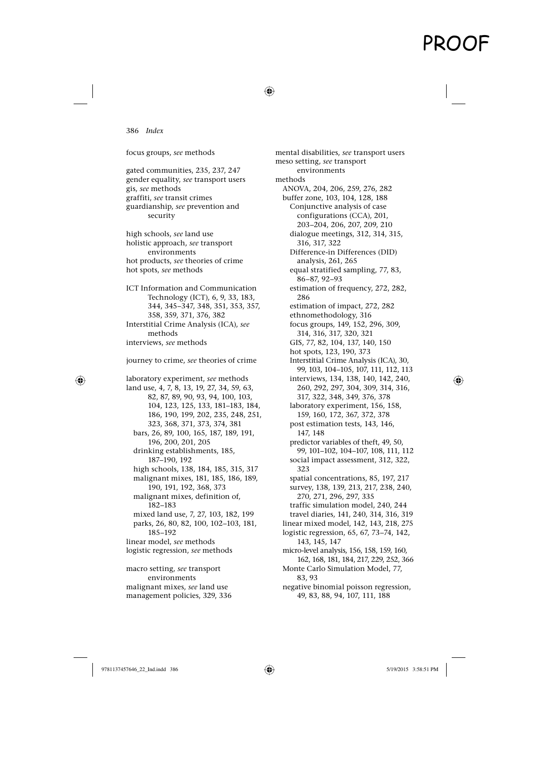focus groups, *see* methods

gated communities, 235, 237, 247
gender equality, *see* transport users
gis, *see* methods
graffiti, *see* transit crimes
guardianship, *see* prevention and security

high schools, *see* land use
holistic approach, *see* transport environments
hot products, *see* theories of crime
hot spots, *see* methods

ICT Information and Communication Technology (ICT), 6, 9, 33, 183, 344, 345–347, 348, 351, 353, 357, 358, 359, 371, 376, 382
Interstitial Crime Analysis (ICA), *see* methods
interviews, *see* methods

journey to crime, *see* theories of crime

laboratory experiment, *see* methods
land use, 4, 7, 8, 13, 19, 27, 34, 59, 63, 82, 87, 89, 90, 93, 94, 100, 103, 104, 123, 125, 133, 181–183, 184, 186, 190, 199, 202, 235, 248, 251, 323, 368, 371, 373, 374, 381
- bars, 26, 89, 100, 165, 187, 189, 191, 196, 200, 201, 205
- drinking establishments, 185, 187–190, 192
- high schools, 138, 184, 185, 315, 317
- malignant mixes, 181, 185, 186, 189, 190, 191, 192, 368, 373
- malignant mixes, definition of, 182–183
- mixed land use, 7, 27, 103, 182, 199
- parks, 26, 80, 82, 100, 102–103, 181, 185–192

linear model, *see* methods
logistic regression, *see* methods

macro setting, *see* transport environments
malignant mixes, *see* land use
management policies, 329, 336
mental disabilities, *see* transport users
meso setting, *see* transport environments
methods
- ANOVA, 204, 206, 259, 276, 282
- buffer zone, 103, 104, 128, 188
- Conjunctive analysis of case configurations (CCA), 201, 203–204, 206, 207, 209, 210
- dialogue meetings, 312, 314, 315, 316, 317, 322
- Difference-in Differences (DID) analysis, 261, 265
- equal stratified sampling, 77, 83, 86–87, 92–93
- estimation of frequency, 272, 282, 286
- estimation of impact, 272, 282
- ethnomethodology, 316
- focus groups, 149, 152, 296, 309, 314, 316, 317, 320, 321
- GIS, 77, 82, 104, 137, 140, 150
- hot spots, 123, 190, 373
- Interstitial Crime Analysis (ICA), 30, 99, 103, 104–105, 107, 111, 112, 113
- interviews, 134, 138, 140, 142, 240, 260, 292, 297, 304, 309, 314, 316, 317, 322, 348, 349, 376, 378
- laboratory experiment, 156, 158, 159, 160, 172, 367, 372, 378
- post estimation tests, 143, 146, 147, 148
- predictor variables of theft, 49, 50, 99, 101–102, 104–107, 108, 111, 112
- social impact assessment, 312, 322, 323
- spatial concentrations, 85, 197, 217
- survey, 138, 139, 213, 217, 238, 240, 270, 271, 296, 297, 335
- traffic simulation model, 240, 244
- travel diaries, 141, 240, 314, 316, 319
- linear mixed model, 142, 143, 218, 275
- logistic regression, 65, 67, 73–74, 142, 143, 145, 147
- micro-level analysis, 156, 158, 159, 160, 162, 168, 181, 184, 217, 229, 252, 366
- Monte Carlo Simulation Model, 77, 83, 93
- negative binomial poisson regression, 49, 83, 88, 94, 107, 111, 188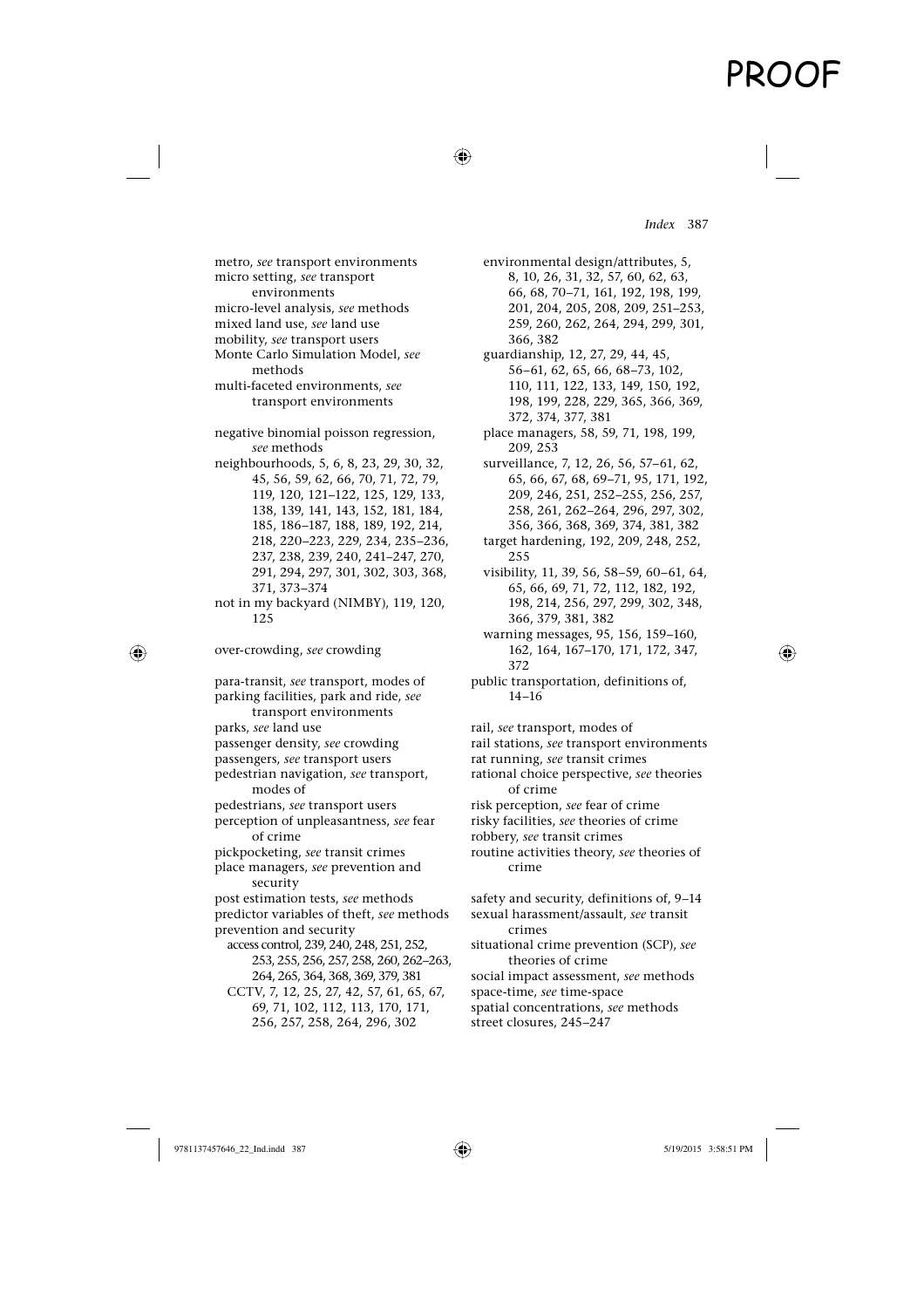metro, *see* transport environments
micro setting, *see* transport environments
micro-level analysis, *see* methods
mixed land use, *see* land use
mobility, *see* transport users
Monte Carlo Simulation Model, *see* methods
multi-faceted environments, *see* transport environments

negative binomial poisson regression, *see* methods
neighbourhoods, 5, 6, 8, 23, 29, 30, 32, 45, 56, 59, 62, 66, 70, 71, 72, 79, 119, 120, 121–122, 125, 129, 133, 138, 139, 141, 143, 152, 181, 184, 185, 186–187, 188, 189, 192, 214, 218, 220–223, 229, 234, 235–236, 237, 238, 239, 240, 241–247, 270, 291, 294, 297, 301, 302, 303, 368, 371, 373–374
not in my backyard (NIMBY), 119, 120, 125

over-crowding, *see* crowding

para-transit, *see* transport, modes of
parking facilities, park and ride, *see* transport environments
parks, *see* land use
passenger density, *see* crowding
passengers, *see* transport users
pedestrian navigation, *see* transport, modes of
pedestrians, *see* transport users
perception of unpleasantness, *see* fear of crime
pickpocketing, *see* transit crimes
place managers, *see* prevention and security
post estimation tests, *see* methods
predictor variables of theft, *see* methods
prevention and security
- access control, 239, 240, 248, 251, 252, 253, 255, 256, 257, 258, 260, 262–263, 264, 265, 364, 368, 369, 379, 381
- CCTV, 7, 12, 25, 27, 42, 57, 61, 65, 67, 69, 71, 102, 112, 113, 170, 171, 256, 257, 258, 264, 296, 302
- environmental design/attributes, 5, 8, 10, 26, 31, 32, 57, 60, 62, 63, 66, 68, 70–71, 161, 192, 198, 199, 201, 204, 205, 208, 209, 251–253, 259, 260, 262, 264, 294, 299, 301, 366, 382
- guardianship, 12, 27, 29, 44, 45, 56–61, 62, 65, 66, 68–73, 102, 110, 111, 122, 133, 149, 150, 192, 198, 199, 228, 229, 365, 366, 369, 372, 374, 377, 381
- place managers, 58, 59, 71, 198, 199, 209, 253
- surveillance, 7, 12, 26, 56, 57–61, 62, 65, 66, 67, 68, 69–71, 95, 171, 192, 209, 246, 251, 252–255, 256, 257, 258, 261, 262–264, 296, 297, 302, 356, 366, 368, 369, 374, 381, 382
- target hardening, 192, 209, 248, 252, 255
- visibility, 11, 39, 56, 58–59, 60–61, 64, 65, 66, 69, 71, 72, 112, 182, 192, 198, 214, 256, 297, 299, 302, 348, 366, 379, 381, 382
- warning messages, 95, 156, 159–160, 162, 164, 167–170, 171, 172, 347, 372

public transportation, definitions of, 14–16

rail, *see* transport, modes of
rail stations, *see* transport environments
rat running, *see* transit crimes
rational choice perspective, *see* theories of crime
risk perception, *see* fear of crime
risky facilities, *see* theories of crime
robbery, *see* transit crimes
routine activities theory, *see* theories of crime

safety and security, definitions of, 9–14
sexual harassment/assault, *see* transit crimes
situational crime prevention (SCP), *see* theories of crime
social impact assessment, *see* methods
space-time, *see* time-space
spatial concentrations, *see* methods
street closures, 245–247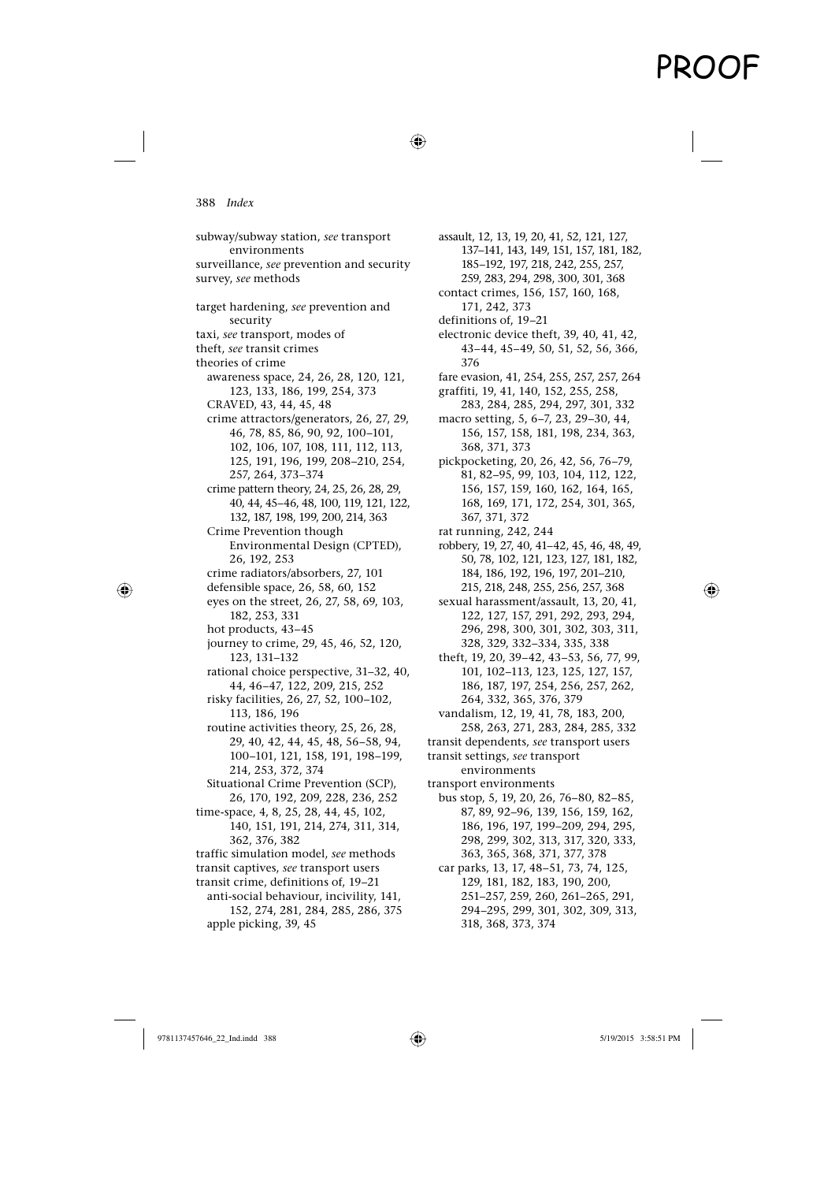subway/subway station, *see* transport environments
surveillance, *see* prevention and security
survey, *see* methods

target hardening, *see* prevention and security
taxi, *see* transport, modes of
theft, *see* transit crimes
theories of crime
- awareness space, 24, 26, 28, 120, 121, 123, 133, 186, 199, 254, 373
- CRAVED, 43, 44, 45, 48
- crime attractors/generators, 26, 27, 29, 46, 78, 85, 86, 90, 92, 100–101, 102, 106, 107, 108, 111, 112, 113, 125, 191, 196, 199, 208–210, 254, 257, 264, 373–374
- crime pattern theory, 24, 25, 26, 28, 29, 40, 44, 45–46, 48, 100, 119, 121, 122, 132, 187, 198, 199, 200, 214, 363
- Crime Prevention though Environmental Design (CPTED), 26, 192, 253
- crime radiators/absorbers, 27, 101
- defensible space, 26, 58, 60, 152
- eyes on the street, 26, 27, 58, 69, 103, 182, 253, 331
- hot products, 43–45
- journey to crime, 29, 45, 46, 52, 120, 123, 131–132
- rational choice perspective, 31–32, 40, 44, 46–47, 122, 209, 215, 252
- risky facilities, 26, 27, 52, 100–102, 113, 186, 196
- routine activities theory, 25, 26, 28, 29, 40, 42, 44, 45, 48, 56–58, 94, 100–101, 121, 158, 191, 198–199, 214, 253, 372, 374
- Situational Crime Prevention (SCP), 26, 170, 192, 209, 228, 236, 252

time-space, 4, 8, 25, 28, 44, 45, 102, 140, 151, 191, 214, 274, 311, 314, 362, 376, 382
traffic simulation model, *see* methods
transit captives, *see* transport users
transit crime, definitions of, 19–21
- anti-social behaviour, incivility, 141, 152, 274, 281, 284, 285, 286, 375
- apple picking, 39, 45
- assault, 12, 13, 19, 20, 41, 52, 121, 127, 137–141, 143, 149, 151, 157, 181, 182, 185–192, 197, 218, 242, 255, 257, 259, 283, 294, 298, 300, 301, 368
- contact crimes, 156, 157, 160, 168, 171, 242, 373
- definitions of, 19–21
- electronic device theft, 39, 40, 41, 42, 43–44, 45–49, 50, 51, 52, 56, 366, 376
- fare evasion, 41, 254, 255, 257, 257, 264
- graffiti, 19, 41, 140, 152, 255, 258, 283, 284, 285, 294, 297, 301, 332
- macro setting, 5, 6–7, 23, 29–30, 44, 156, 157, 158, 181, 198, 234, 363, 368, 371, 373
- pickpocketing, 20, 26, 42, 56, 76–79, 81, 82–95, 99, 103, 104, 112, 122, 156, 157, 159, 160, 162, 164, 165, 168, 169, 171, 172, 254, 301, 365, 367, 371, 372
- rat running, 242, 244
- robbery, 19, 27, 40, 41–42, 45, 46, 48, 49, 50, 78, 102, 121, 123, 127, 181, 182, 184, 186, 192, 196, 197, 201–210, 215, 218, 248, 255, 256, 257, 368
- sexual harassment/assault, 13, 20, 41, 122, 127, 157, 291, 292, 293, 294, 296, 298, 300, 301, 302, 303, 311, 328, 329, 332–334, 335, 338
- theft, 19, 20, 39–42, 43–53, 56, 77, 99, 101, 102–113, 123, 125, 127, 157, 186, 187, 197, 254, 256, 257, 262, 264, 332, 365, 376, 379
- vandalism, 12, 19, 41, 78, 183, 200, 258, 263, 271, 283, 284, 285, 332

transit dependents, *see* transport users
transit settings, *see* transport environments
transport environments
- bus stop, 5, 19, 20, 26, 76–80, 82–85, 87, 89, 92–96, 139, 156, 159, 162, 186, 196, 197, 199–209, 294, 295, 298, 299, 302, 313, 317, 320, 333, 363, 365, 368, 371, 377, 378
- car parks, 13, 17, 48–51, 73, 74, 125, 129, 181, 182, 183, 190, 200, 251–257, 259, 260, 261–265, 291, 294–295, 299, 301, 302, 309, 313, 318, 368, 373, 374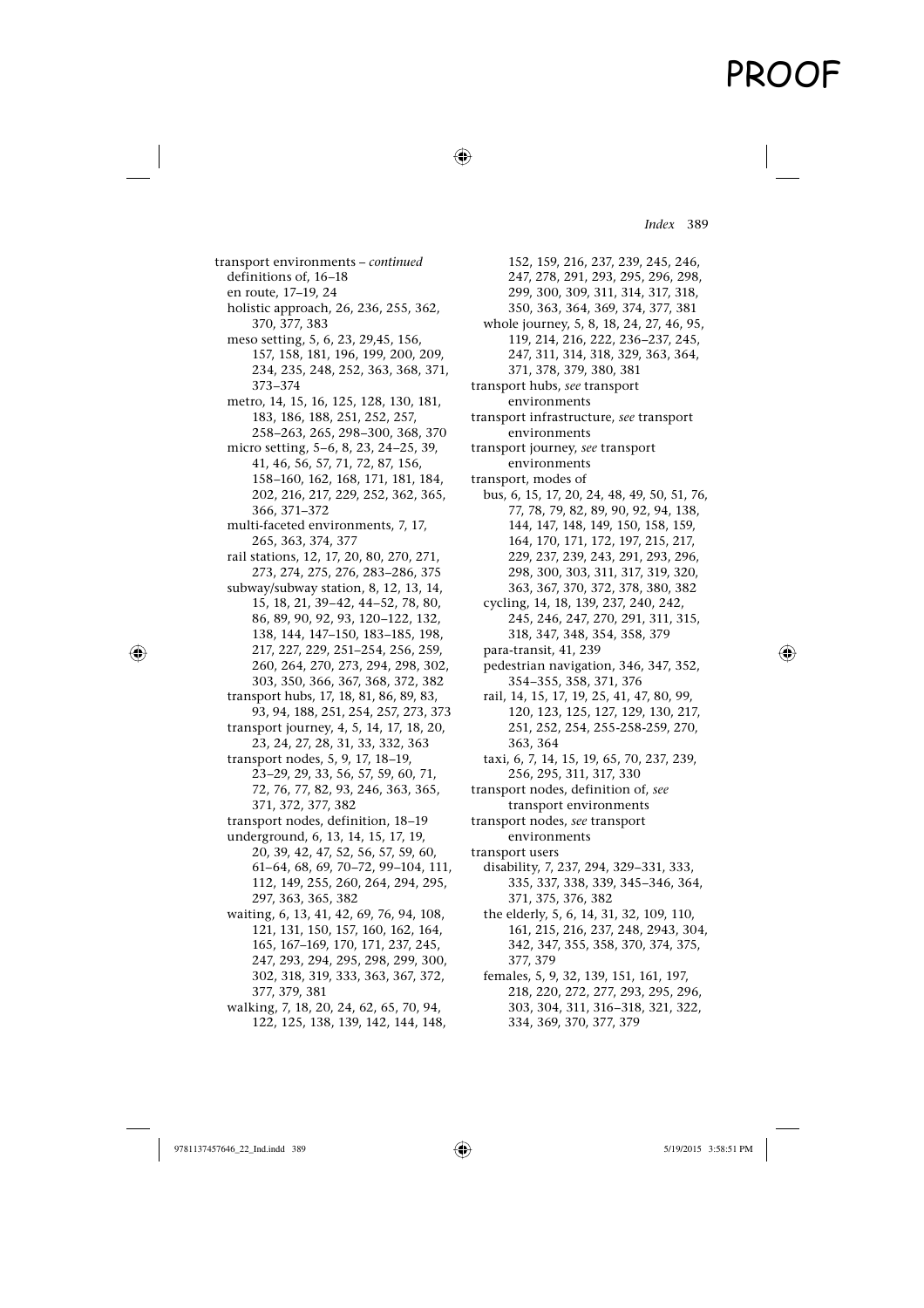transport environments – *continued*
- definitions of, 16–18
- en route, 17–19, 24
- holistic approach, 26, 236, 255, 362, 370, 377, 383
- meso setting, 5, 6, 23, 29,45, 156, 157, 158, 181, 196, 199, 200, 209, 234, 235, 248, 252, 363, 368, 371, 373–374
- metro, 14, 15, 16, 125, 128, 130, 181, 183, 186, 188, 251, 252, 257, 258–263, 265, 298–300, 368, 370
- micro setting, 5–6, 8, 23, 24–25, 39, 41, 46, 56, 57, 71, 72, 87, 156, 158–160, 162, 168, 171, 181, 184, 202, 216, 217, 229, 252, 362, 365, 366, 371–372
- multi-faceted environments, 7, 17, 265, 363, 374, 377
- rail stations, 12, 17, 20, 80, 270, 271, 273, 274, 275, 276, 283–286, 375
- subway/subway station, 8, 12, 13, 14, 15, 18, 21, 39–42, 44–52, 78, 80, 86, 89, 90, 92, 93, 120–122, 132, 138, 144, 147–150, 183–185, 198, 217, 227, 229, 251–254, 256, 259, 260, 264, 270, 273, 294, 298, 302, 303, 350, 366, 367, 368, 372, 382
- transport hubs, 17, 18, 81, 86, 89, 83, 93, 94, 188, 251, 254, 257, 273, 373
- transport journey, 4, 5, 14, 17, 18, 20, 23, 24, 27, 28, 31, 33, 332, 363
- transport nodes, 5, 9, 17, 18–19, 23–29, 29, 33, 56, 57, 59, 60, 71, 72, 76, 77, 82, 93, 246, 363, 365, 371, 372, 377, 382
- transport nodes, definition, 18–19
- underground, 6, 13, 14, 15, 17, 19, 20, 39, 42, 47, 52, 56, 57, 59, 60, 61–64, 68, 69, 70–72, 99–104, 111, 112, 149, 255, 260, 264, 294, 295, 297, 363, 365, 382
- waiting, 6, 13, 41, 42, 69, 76, 94, 108, 121, 131, 150, 157, 160, 162, 164, 165, 167–169, 170, 171, 237, 245, 247, 293, 294, 295, 298, 299, 300, 302, 318, 319, 333, 363, 367, 372, 377, 379, 381
- walking, 7, 18, 20, 24, 62, 65, 70, 94, 122, 125, 138, 139, 142, 144, 148, 152, 159, 216, 237, 239, 245, 246, 247, 278, 291, 293, 295, 296, 298, 299, 300, 309, 311, 314, 317, 318, 350, 363, 364, 369, 374, 377, 381
- whole journey, 5, 8, 18, 24, 27, 46, 95, 119, 214, 216, 222, 236–237, 245, 247, 311, 314, 318, 329, 363, 364, 371, 378, 379, 380, 381

transport hubs, *see* transport environments

transport infrastructure, *see* transport environments

transport journey, *see* transport environments

transport, modes of
- bus, 6, 15, 17, 20, 24, 48, 49, 50, 51, 76, 77, 78, 79, 82, 89, 90, 92, 94, 138, 144, 147, 148, 149, 150, 158, 159, 164, 170, 171, 172, 197, 215, 217, 229, 237, 239, 243, 291, 293, 296, 298, 300, 303, 311, 317, 319, 320, 363, 367, 370, 372, 378, 380, 382
- cycling, 14, 18, 139, 237, 240, 242, 245, 246, 247, 270, 291, 311, 315, 318, 347, 348, 354, 358, 379
- para-transit, 41, 239
- pedestrian navigation, 346, 347, 352, 354–355, 358, 371, 376
- rail, 14, 15, 17, 19, 25, 41, 47, 80, 99, 120, 123, 125, 127, 129, 130, 217, 251, 252, 254, 255-258-259, 270, 363, 364
- taxi, 6, 7, 14, 15, 19, 65, 70, 237, 239, 256, 295, 311, 317, 330

transport nodes, definition of, *see* transport environments

transport nodes, *see* transport environments

transport users
- disability, 7, 237, 294, 329–331, 333, 335, 337, 338, 339, 345–346, 364, 371, 375, 376, 382
- the elderly, 5, 6, 14, 31, 32, 109, 110, 161, 215, 216, 237, 248, 2943, 304, 342, 347, 355, 358, 370, 374, 375, 377, 379
- females, 5, 9, 32, 139, 151, 161, 197, 218, 220, 272, 277, 293, 295, 296, 303, 304, 311, 316–318, 321, 322, 334, 369, 370, 377, 379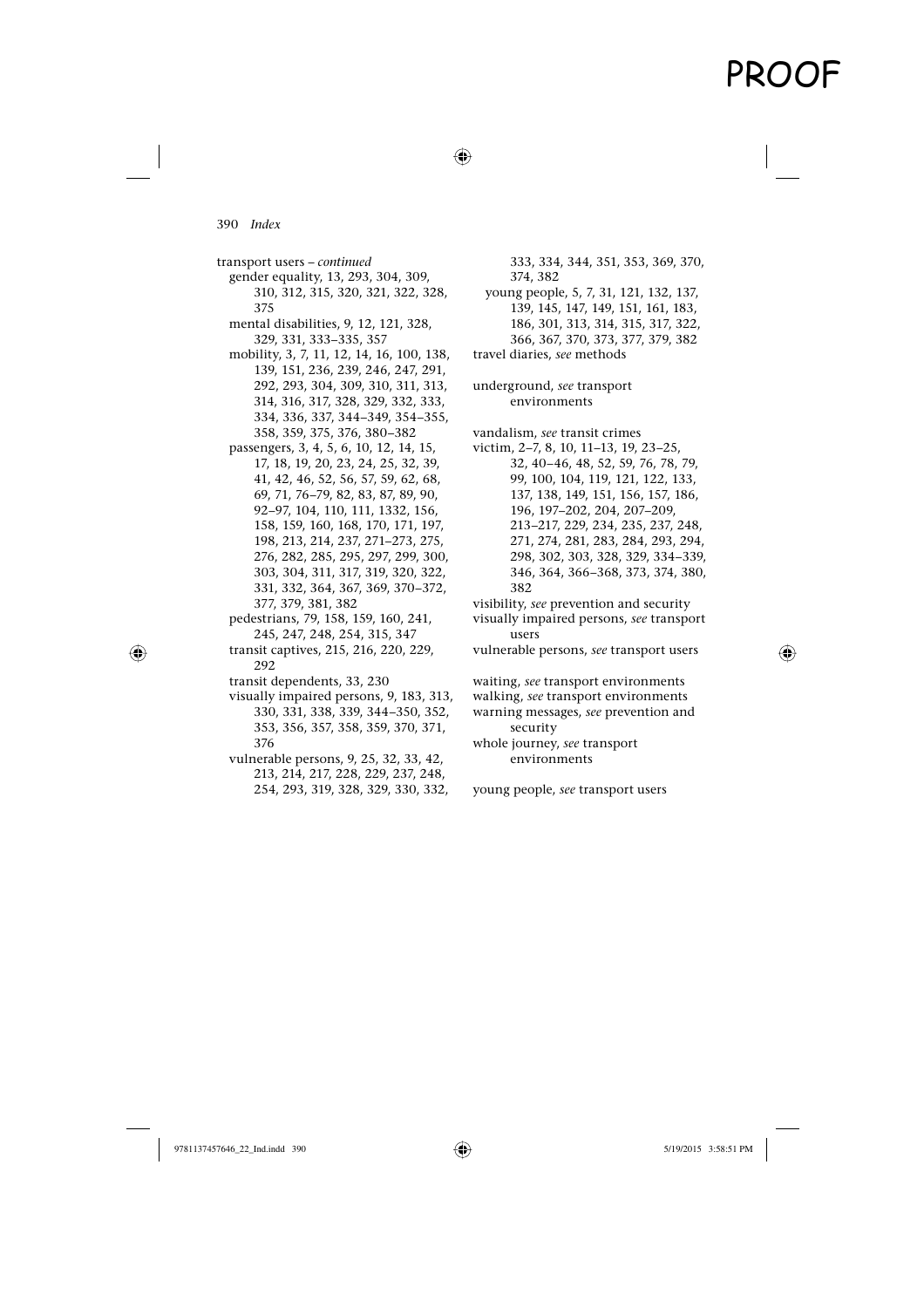transport users – *continued*

- gender equality, 13, 293, 304, 309, 310, 312, 315, 320, 321, 322, 328, 375
- mental disabilities, 9, 12, 121, 328, 329, 331, 333–335, 357
- mobility, 3, 7, 11, 12, 14, 16, 100, 138, 139, 151, 236, 239, 246, 247, 291, 292, 293, 304, 309, 310, 311, 313, 314, 316, 317, 328, 329, 332, 333, 334, 336, 337, 344–349, 354–355, 358, 359, 375, 376, 380–382
- passengers, 3, 4, 5, 6, 10, 12, 14, 15, 17, 18, 19, 20, 23, 24, 25, 32, 39, 41, 42, 46, 52, 56, 57, 59, 62, 68, 69, 71, 76–79, 82, 83, 87, 89, 90, 92–97, 104, 110, 111, 1332, 156, 158, 159, 160, 168, 170, 171, 197, 198, 213, 214, 237, 271–273, 275, 276, 282, 285, 295, 297, 299, 300, 303, 304, 311, 317, 319, 320, 322, 331, 332, 364, 367, 369, 370–372, 377, 379, 381, 382
- pedestrians, 79, 158, 159, 160, 241, 245, 247, 248, 254, 315, 347
- transit captives, 215, 216, 220, 229, 292
- transit dependents, 33, 230
- visually impaired persons, 9, 183, 313, 330, 331, 338, 339, 344–350, 352, 353, 356, 357, 358, 359, 370, 371, 376
- vulnerable persons, 9, 25, 32, 33, 42, 213, 214, 217, 228, 229, 237, 248, 254, 293, 319, 328, 329, 330, 332, 333, 334, 344, 351, 353, 369, 370, 374, 382
- young people, 5, 7, 31, 121, 132, 137, 139, 145, 147, 149, 151, 161, 183, 186, 301, 313, 314, 315, 317, 322, 366, 367, 370, 373, 377, 379, 382

travel diaries, *see* methods

underground, *see* transport environments

vandalism, *see* transit crimes

victim, 2–7, 8, 10, 11–13, 19, 23–25, 32, 40–46, 48, 52, 59, 76, 78, 79, 99, 100, 104, 119, 121, 122, 133, 137, 138, 149, 151, 156, 157, 186, 196, 197–202, 204, 207–209, 213–217, 229, 234, 235, 237, 248, 271, 274, 281, 283, 284, 293, 294, 298, 302, 303, 328, 329, 334–339, 346, 364, 366–368, 373, 374, 380, 382

visibility, *see* prevention and security

visually impaired persons, *see* transport users

vulnerable persons, *see* transport users

waiting, *see* transport environments

walking, *see* transport environments

warning messages, *see* prevention and security

whole journey, *see* transport environments

young people, *see* transport users